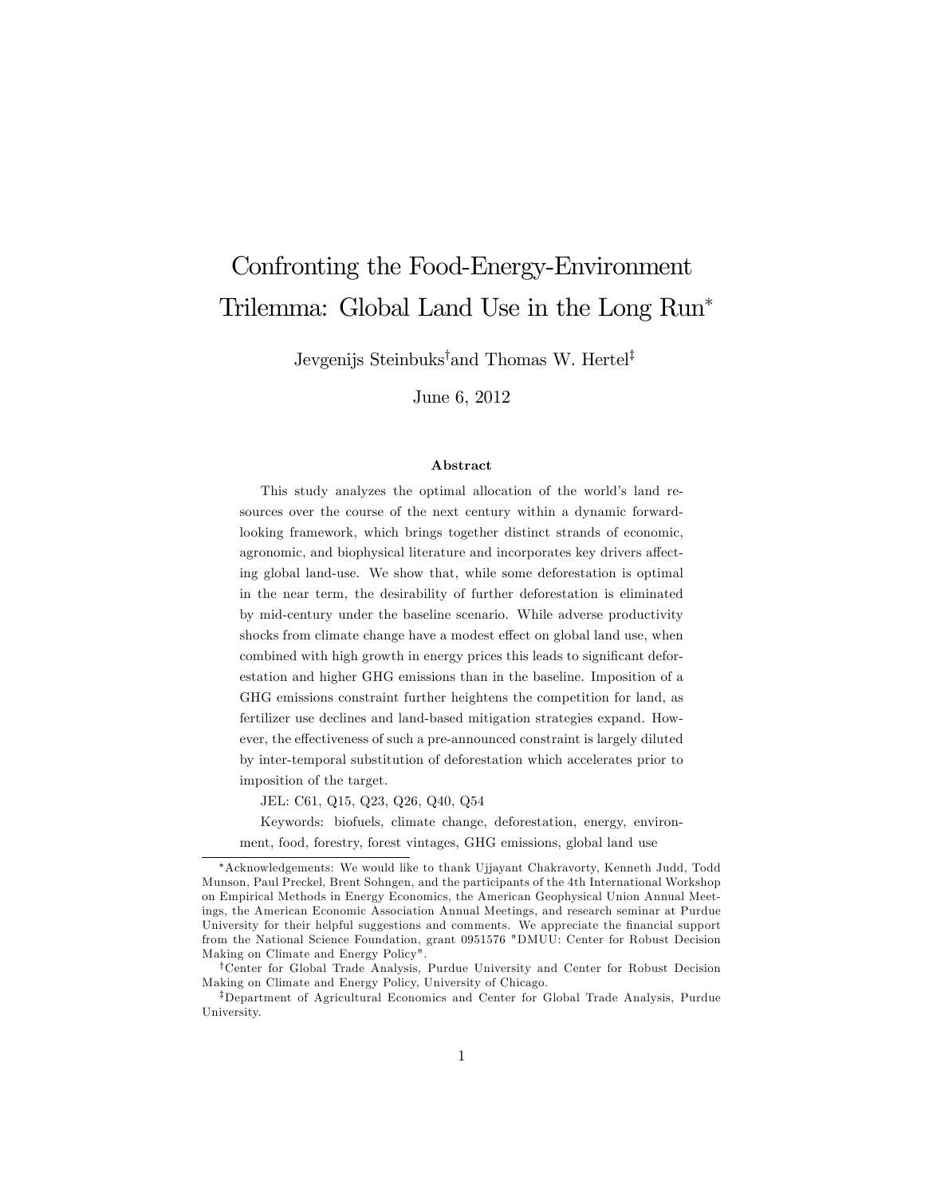# Confronting the Food-Energy-Environment Trilemma: Global Land Use in the Long Run*

Jevgenijs Steinbuks[†] and Thomas W. Hertel[‡]

June 6, 2012

### Abstract

This study analyzes the optimal allocation of the world's land resources over the course of the next century within a dynamic forward-looking framework, which brings together distinct strands of economic, agronomic, and biophysical literature and incorporates key drivers affecting global land-use. We show that, while some deforestation is optimal in the near term, the desirability of further deforestation is eliminated by mid-century under the baseline scenario. While adverse productivity shocks from climate change have a modest effect on global land use, when combined with high growth in energy prices this leads to significant deforestation and higher GHG emissions than in the baseline. Imposition of a GHG emissions constraint further heightens the competition for land, as fertilizer use declines and land-based mitigation strategies expand. However, the effectiveness of such a pre-announced constraint is largely diluted by inter-temporal substitution of deforestation which accelerates prior to imposition of the target.

JEL: C61, Q15, Q23, Q26, Q40, Q54

Keywords: biofuels, climate change, deforestation, energy, environment, food, forestry, forest vintages, GHG emissions, global land use

---

*Acknowledgements: We would like to thank Ujjayant Chakravorty, Kenneth Judd, Todd Munson, Paul Preckel, Brent Sohngen, and the participants of the 4th International Workshop on Empirical Methods in Energy Economics, the American Geophysical Union Annual Meetings, the American Economic Association Annual Meetings, and research seminar at Purdue University for their helpful suggestions and comments. We appreciate the financial support from the National Science Foundation, grant 0951576 "DMUU: Center for Robust Decision Making on Climate and Energy Policy".

†Center for Global Trade Analysis, Purdue University and Center for Robust Decision Making on Climate and Energy Policy, University of Chicago.

‡Department of Agricultural Economics and Center for Global Trade Analysis, Purdue University.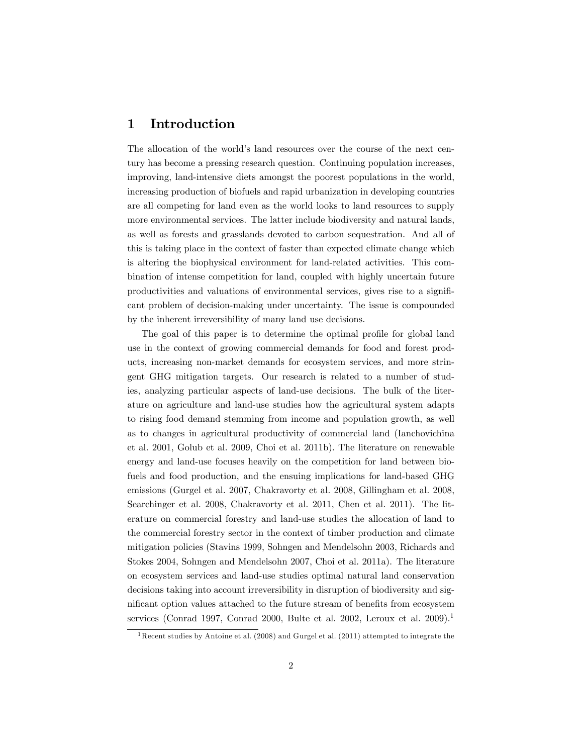## 1 Introduction

The allocation of the world's land resources over the course of the next century has become a pressing research question. Continuing population increases, improving, land-intensive diets amongst the poorest populations in the world, increasing production of biofuels and rapid urbanization in developing countries are all competing for land even as the world looks to land resources to supply more environmental services. The latter include biodiversity and natural lands, as well as forests and grasslands devoted to carbon sequestration. And all of this is taking place in the context of faster than expected climate change which is altering the biophysical environment for land-related activities. This combination of intense competition for land, coupled with highly uncertain future productivities and valuations of environmental services, gives rise to a significant problem of decision-making under uncertainty. The issue is compounded by the inherent irreversibility of many land use decisions.

The goal of this paper is to determine the optimal profile for global land use in the context of growing commercial demands for food and forest products, increasing non-market demands for ecosystem services, and more stringent GHG mitigation targets. Our research is related to a number of studies, analyzing particular aspects of land-use decisions. The bulk of the literature on agriculture and land-use studies how the agricultural system adapts to rising food demand stemming from income and population growth, as well as to changes in agricultural productivity of commercial land (Ianchovichina et al. 2001, Golub et al. 2009, Choi et al. 2011b). The literature on renewable energy and land-use focuses heavily on the competition for land between biofuels and food production, and the ensuing implications for land-based GHG emissions (Gurgel et al. 2007, Chakravorty et al. 2008, Gillingham et al. 2008, Searchinger et al. 2008, Chakravorty et al. 2011, Chen et al. 2011). The literature on commercial forestry and land-use studies the allocation of land to the commercial forestry sector in the context of timber production and climate mitigation policies (Stavins 1999, Sohngen and Mendelsohn 2003, Richards and Stokes 2004, Sohngen and Mendelsohn 2007, Choi et al. 2011a). The literature on ecosystem services and land-use studies optimal natural land conservation decisions taking into account irreversibility in disruption of biodiversity and significant option values attached to the future stream of benefits from ecosystem services (Conrad 1997, Conrad 2000, Bulte et al. 2002, Leroux et al. 2009).[1]

[1] Recent studies by Antoine et al. (2008) and Gurgel et al. (2011) attempted to integrate the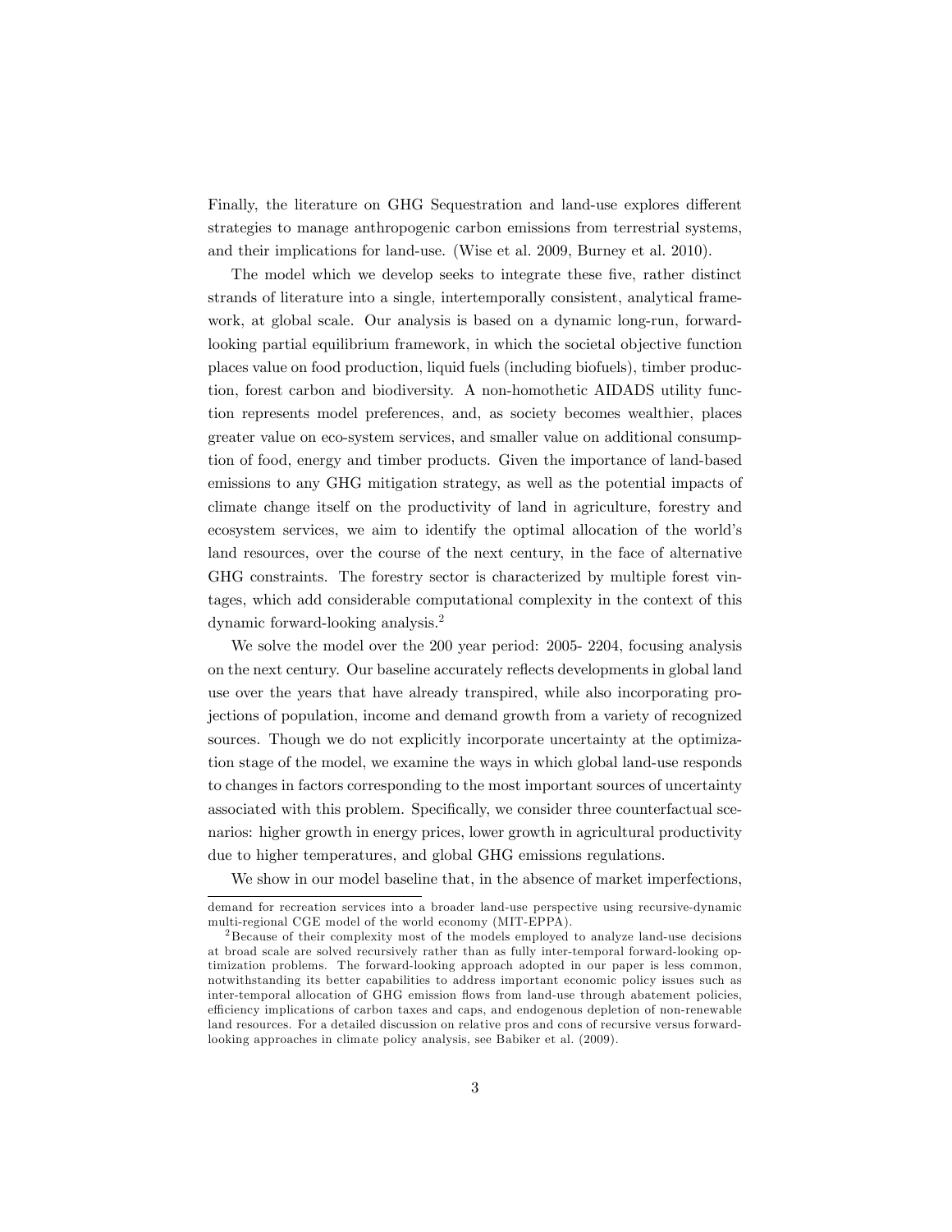Finally, the literature on GHG Sequestration and land-use explores different strategies to manage anthropogenic carbon emissions from terrestrial systems, and their implications for land-use. (Wise et al. 2009, Burney et al. 2010).

The model which we develop seeks to integrate these five, rather distinct strands of literature into a single, intertemporally consistent, analytical framework, at global scale. Our analysis is based on a dynamic long-run, forward-looking partial equilibrium framework, in which the societal objective function places value on food production, liquid fuels (including biofuels), timber production, forest carbon and biodiversity. A non-homothetic AIDADS utility function represents model preferences, and, as society becomes wealthier, places greater value on eco-system services, and smaller value on additional consumption of food, energy and timber products. Given the importance of land-based emissions to any GHG mitigation strategy, as well as the potential impacts of climate change itself on the productivity of land in agriculture, forestry and ecosystem services, we aim to identify the optimal allocation of the world's land resources, over the course of the next century, in the face of alternative GHG constraints. The forestry sector is characterized by multiple forest vintages, which add considerable computational complexity in the context of this dynamic forward-looking analysis.[2]

We solve the model over the 200 year period: 2005- 2204, focusing analysis on the next century. Our baseline accurately reflects developments in global land use over the years that have already transpired, while also incorporating projections of population, income and demand growth from a variety of recognized sources. Though we do not explicitly incorporate uncertainty at the optimization stage of the model, we examine the ways in which global land-use responds to changes in factors corresponding to the most important sources of uncertainty associated with this problem. Specifically, we consider three counterfactual scenarios: higher growth in energy prices, lower growth in agricultural productivity due to higher temperatures, and global GHG emissions regulations.

We show in our model baseline that, in the absence of market imperfections,

---

demand for recreation services into a broader land-use perspective using recursive-dynamic multi-regional CGE model of the world economy (MIT-EPPA).

[2] Because of their complexity most of the models employed to analyze land-use decisions at broad scale are solved recursively rather than as fully inter-temporal forward-looking optimization problems. The forward-looking approach adopted in our paper is less common, notwithstanding its better capabilities to address important economic policy issues such as inter-temporal allocation of GHG emission flows from land-use through abatement policies, efficiency implications of carbon taxes and caps, and endogenous depletion of non-renewable land resources. For a detailed discussion on relative pros and cons of recursive versus forward-looking approaches in climate policy analysis, see Babiker et al. (2009).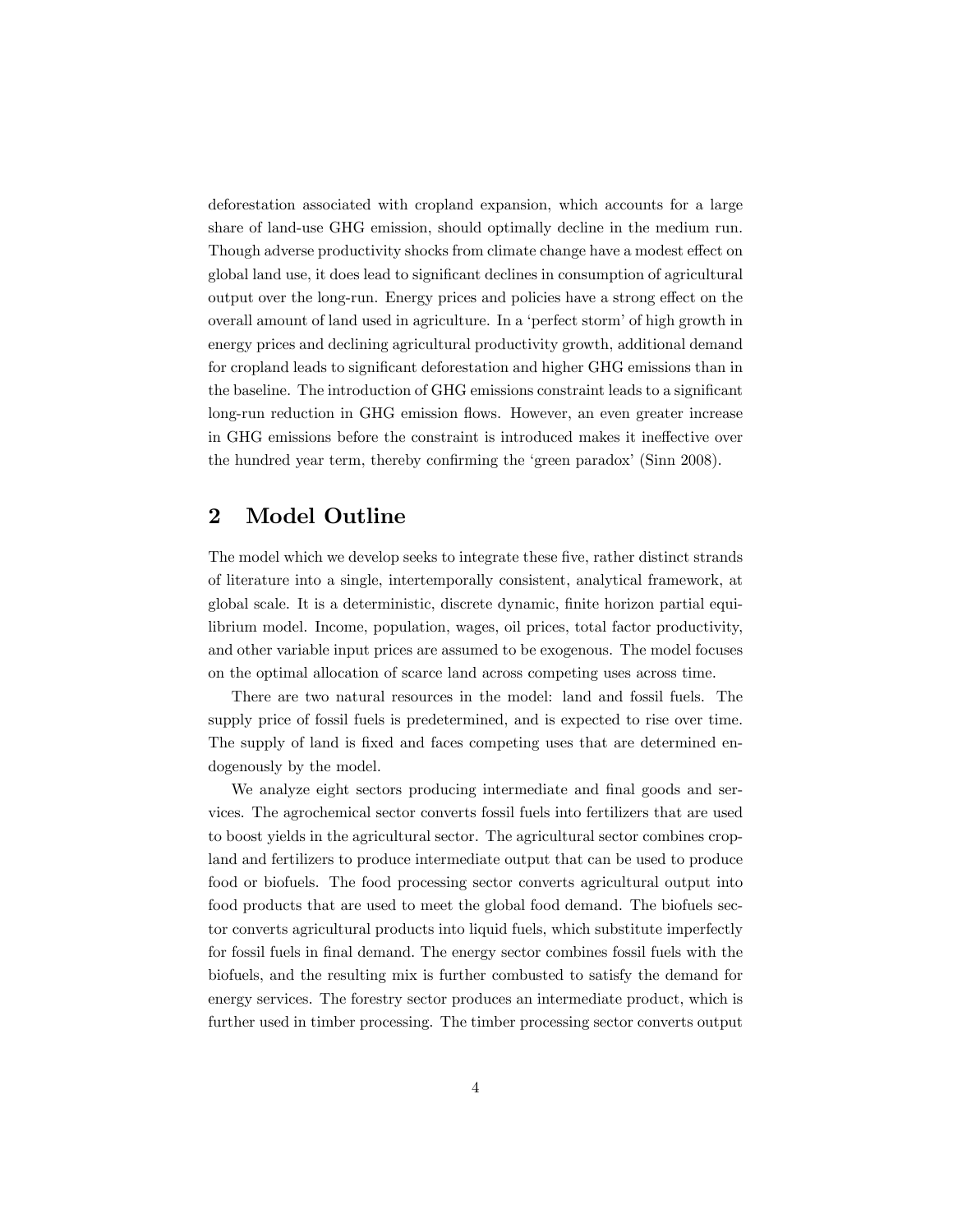deforestation associated with cropland expansion, which accounts for a large share of land-use GHG emission, should optimally decline in the medium run. Though adverse productivity shocks from climate change have a modest effect on global land use, it does lead to significant declines in consumption of agricultural output over the long-run. Energy prices and policies have a strong effect on the overall amount of land used in agriculture. In a 'perfect storm' of high growth in energy prices and declining agricultural productivity growth, additional demand for cropland leads to significant deforestation and higher GHG emissions than in the baseline. The introduction of GHG emissions constraint leads to a significant long-run reduction in GHG emission flows. However, an even greater increase in GHG emissions before the constraint is introduced makes it ineffective over the hundred year term, thereby confirming the 'green paradox' (Sinn 2008).

## 2 Model Outline

The model which we develop seeks to integrate these five, rather distinct strands of literature into a single, intertemporally consistent, analytical framework, at global scale. It is a deterministic, discrete dynamic, finite horizon partial equilibrium model. Income, population, wages, oil prices, total factor productivity, and other variable input prices are assumed to be exogenous. The model focuses on the optimal allocation of scarce land across competing uses across time.

There are two natural resources in the model: land and fossil fuels. The supply price of fossil fuels is predetermined, and is expected to rise over time. The supply of land is fixed and faces competing uses that are determined endogenously by the model.

We analyze eight sectors producing intermediate and final goods and services. The agrochemical sector converts fossil fuels into fertilizers that are used to boost yields in the agricultural sector. The agricultural sector combines cropland and fertilizers to produce intermediate output that can be used to produce food or biofuels. The food processing sector converts agricultural output into food products that are used to meet the global food demand. The biofuels sector converts agricultural products into liquid fuels, which substitute imperfectly for fossil fuels in final demand. The energy sector combines fossil fuels with the biofuels, and the resulting mix is further combusted to satisfy the demand for energy services. The forestry sector produces an intermediate product, which is further used in timber processing. The timber processing sector converts output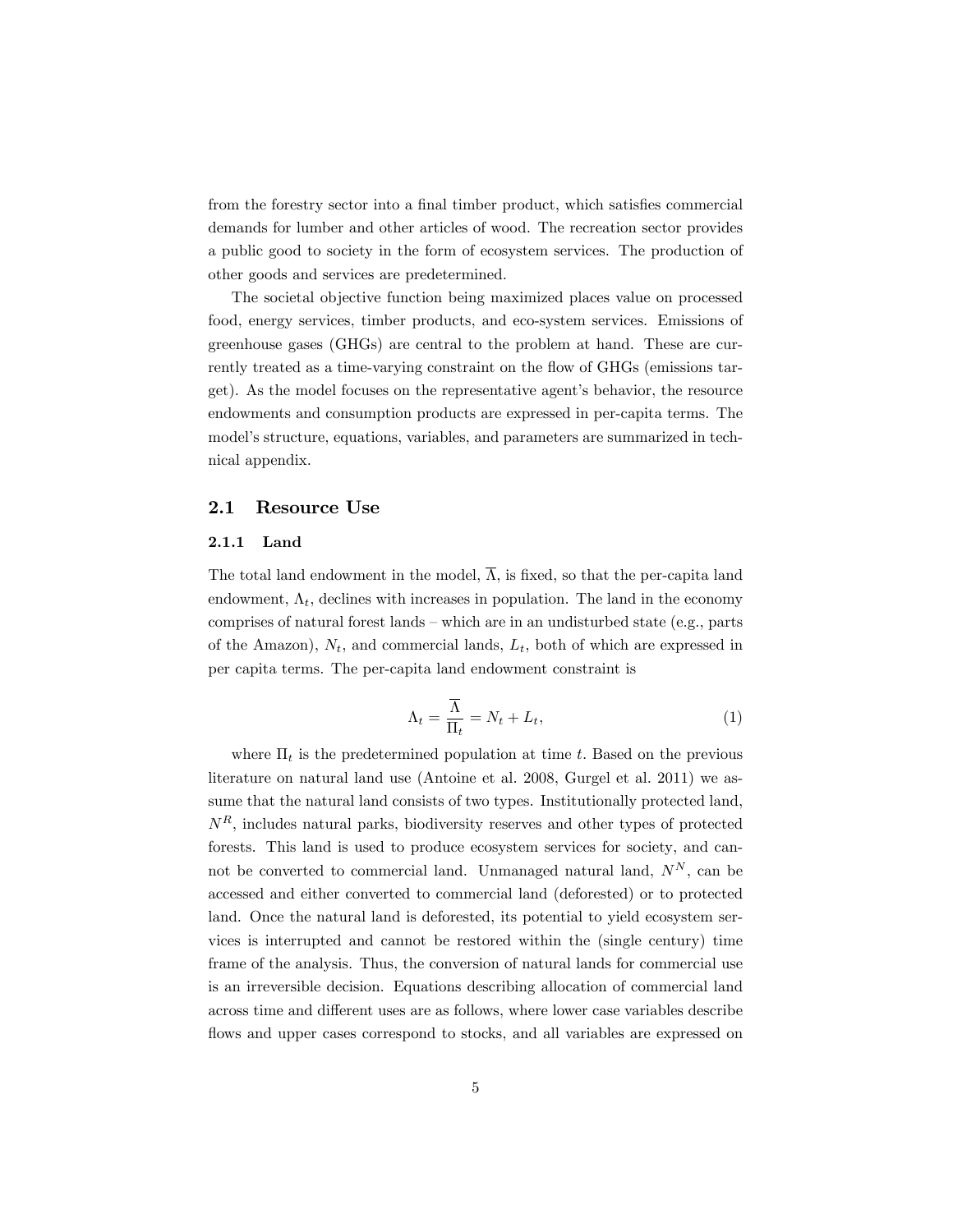from the forestry sector into a final timber product, which satisfies commercial demands for lumber and other articles of wood. The recreation sector provides a public good to society in the form of ecosystem services. The production of other goods and services are predetermined.

The societal objective function being maximized places value on processed food, energy services, timber products, and eco-system services. Emissions of greenhouse gases (GHGs) are central to the problem at hand. These are currently treated as a time-varying constraint on the flow of GHGs (emissions target). As the model focuses on the representative agent's behavior, the resource endowments and consumption products are expressed in per-capita terms. The model's structure, equations, variables, and parameters are summarized in technical appendix.

## 2.1 Resource Use

### 2.1.1 Land

The total land endowment in the model, $\overline{\Lambda}$, is fixed, so that the per-capita land endowment, $\Lambda_t$, declines with increases in population. The land in the economy comprises of natural forest lands – which are in an undisturbed state (e.g., parts of the Amazon), $N_t$, and commercial lands, $L_t$, both of which are expressed in per capita terms. The per-capita land endowment constraint is

$$\Lambda_t = \frac{\overline{\Lambda}}{\Pi_t} = N_t + L_t, \tag{1}$$

where $\Pi_t$ is the predetermined population at time $t$. Based on the previous literature on natural land use (Antoine et al. 2008, Gurgel et al. 2011) we assume that the natural land consists of two types. Institutionally protected land, $N^R$, includes natural parks, biodiversity reserves and other types of protected forests. This land is used to produce ecosystem services for society, and cannot be converted to commercial land. Unmanaged natural land, $N^N$, can be accessed and either converted to commercial land (deforested) or to protected land. Once the natural land is deforested, its potential to yield ecosystem services is interrupted and cannot be restored within the (single century) time frame of the analysis. Thus, the conversion of natural lands for commercial use is an irreversible decision. Equations describing allocation of commercial land across time and different uses are as follows, where lower case variables describe flows and upper cases correspond to stocks, and all variables are expressed on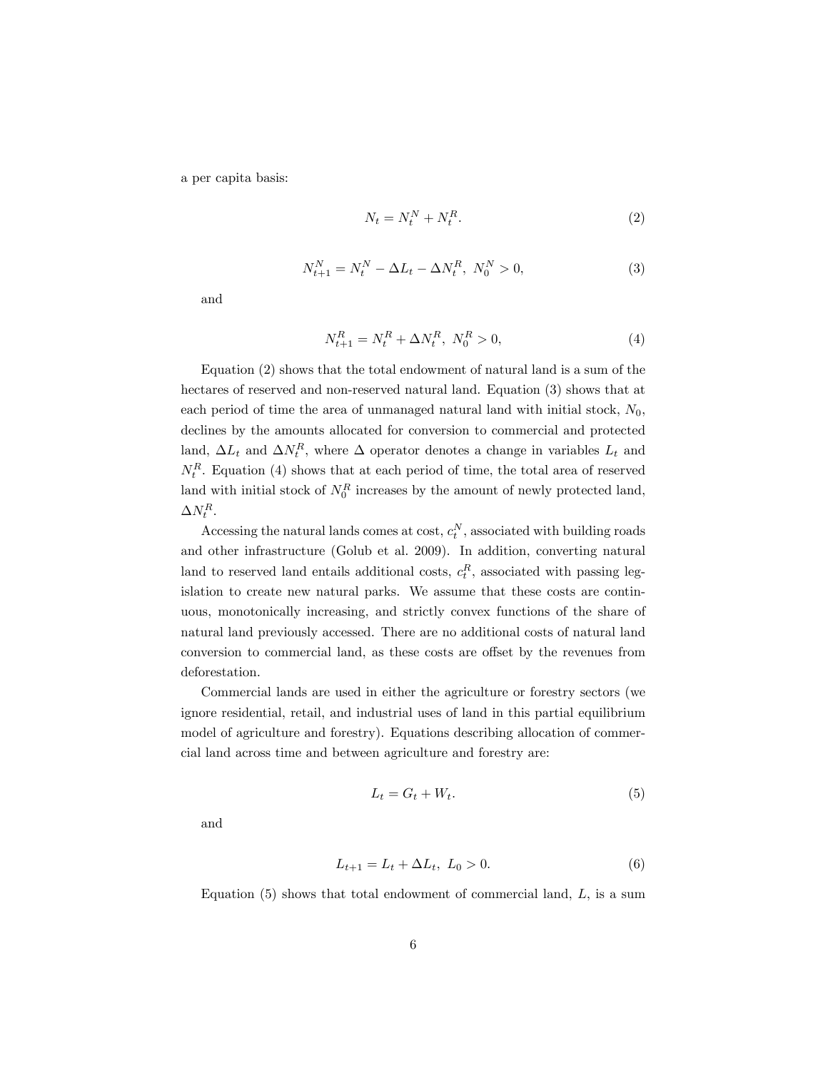a per capita basis:

$$N_t = N_t^N + N_t^R. \tag{2}$$

$$N_{t+1}^N = N_t^N - \Delta L_t - \Delta N_t^R,\ N_0^N > 0, \tag{3}$$

and

$$N_{t+1}^R = N_t^R + \Delta N_t^R,\ N_0^R > 0, \tag{4}$$

Equation (2) shows that the total endowment of natural land is a sum of the hectares of reserved and non-reserved natural land. Equation (3) shows that at each period of time the area of unmanaged natural land with initial stock, $N_0$, declines by the amounts allocated for conversion to commercial and protected land, $\Delta L_t$ and $\Delta N_t^R$, where $\Delta$ operator denotes a change in variables $L_t$ and $N_t^R$. Equation (4) shows that at each period of time, the total area of reserved land with initial stock of $N_0^R$ increases by the amount of newly protected land, $\Delta N_t^R$.

Accessing the natural lands comes at cost, $c_t^N$, associated with building roads and other infrastructure (Golub et al. 2009). In addition, converting natural land to reserved land entails additional costs, $c_t^R$, associated with passing legislation to create new natural parks. We assume that these costs are continuous, monotonically increasing, and strictly convex functions of the share of natural land previously accessed. There are no additional costs of natural land conversion to commercial land, as these costs are offset by the revenues from deforestation.

Commercial lands are used in either the agriculture or forestry sectors (we ignore residential, retail, and industrial uses of land in this partial equilibrium model of agriculture and forestry). Equations describing allocation of commercial land across time and between agriculture and forestry are:

$$L_t = G_t + W_t. \tag{5}$$

and

$$L_{t+1} = L_t + \Delta L_t,\ L_0 > 0. \tag{6}$$

Equation (5) shows that total endowment of commercial land, $L$, is a sum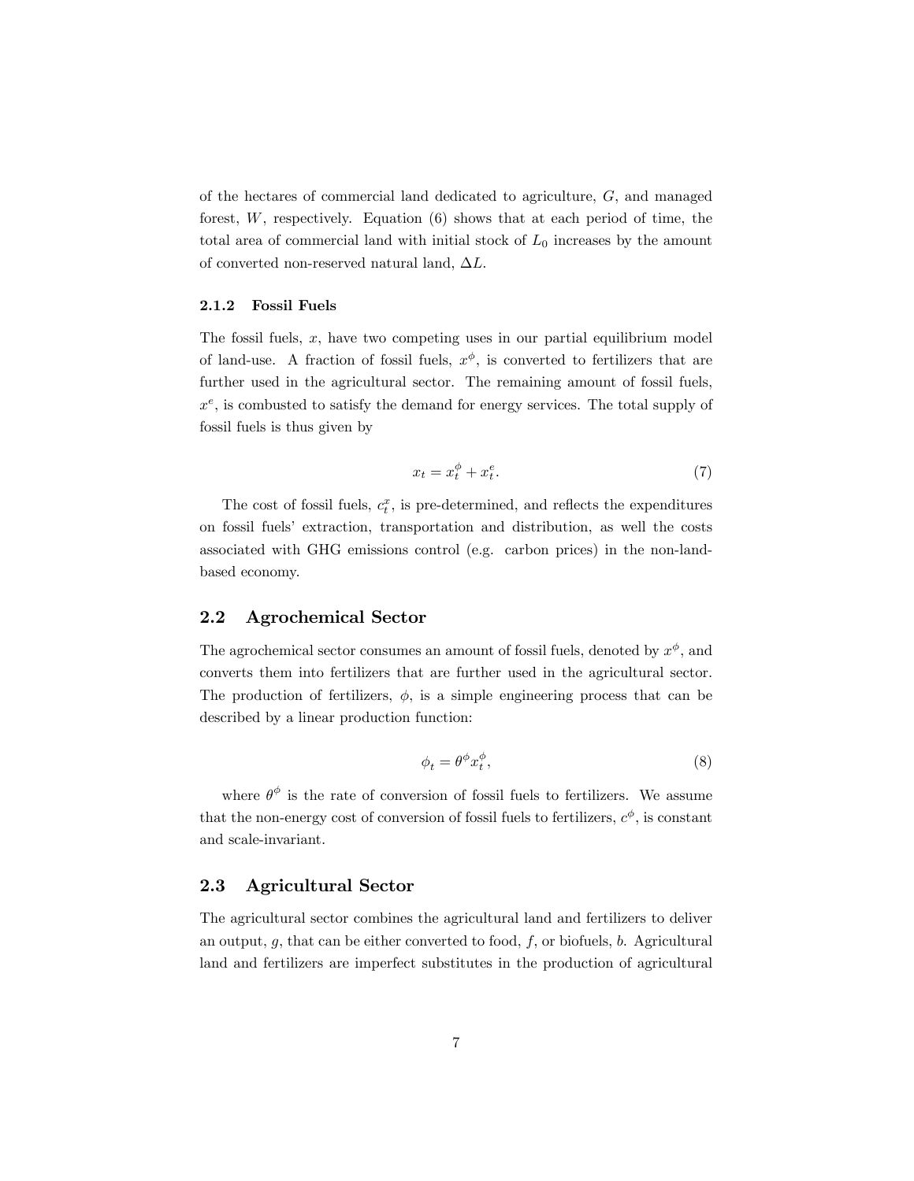of the hectares of commercial land dedicated to agriculture, $G$, and managed forest, $W$, respectively. Equation (6) shows that at each period of time, the total area of commercial land with initial stock of $L_0$ increases by the amount of converted non-reserved natural land, $\Delta L$.

#### 2.1.2 Fossil Fuels

The fossil fuels, $x$, have two competing uses in our partial equilibrium model of land-use. A fraction of fossil fuels, $x^{\phi}$, is converted to fertilizers that are further used in the agricultural sector. The remaining amount of fossil fuels, $x^{e}$, is combusted to satisfy the demand for energy services. The total supply of fossil fuels is thus given by

$$x_t = x_t^{\phi} + x_t^{e}. \tag{7}$$

The cost of fossil fuels, $c_t^x$, is pre-determined, and reflects the expenditures on fossil fuels' extraction, transportation and distribution, as well the costs associated with GHG emissions control (e.g. carbon prices) in the non-land-based economy.

### 2.2 Agrochemical Sector

The agrochemical sector consumes an amount of fossil fuels, denoted by $x^{\phi}$, and converts them into fertilizers that are further used in the agricultural sector. The production of fertilizers, $\phi$, is a simple engineering process that can be described by a linear production function:

$$\phi_t = \theta^{\phi} x_t^{\phi}, \tag{8}$$

where $\theta^{\phi}$ is the rate of conversion of fossil fuels to fertilizers. We assume that the non-energy cost of conversion of fossil fuels to fertilizers, $c^{\phi}$, is constant and scale-invariant.

### 2.3 Agricultural Sector

The agricultural sector combines the agricultural land and fertilizers to deliver an output, $g$, that can be either converted to food, $f$, or biofuels, $b$. Agricultural land and fertilizers are imperfect substitutes in the production of agricultural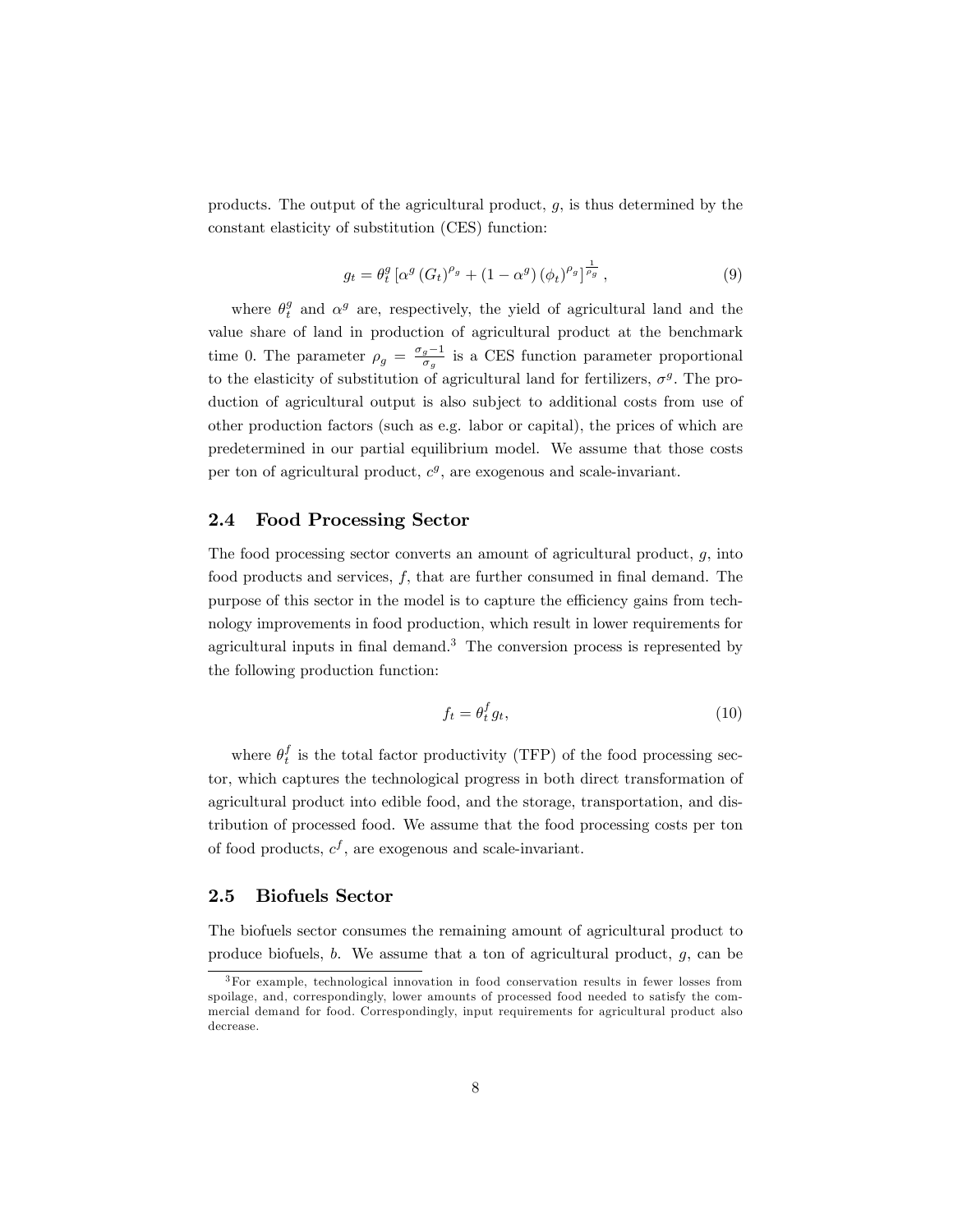products. The output of the agricultural product, $g$, is thus determined by the constant elasticity of substitution (CES) function:

$$g_t = \theta_t^g \left[\alpha^g (G_t)^{\rho_g} + (1-\alpha^g)(\phi_t)^{\rho_g}\right]^{\frac{1}{\rho_g}}, \tag{9}$$

where $\theta_t^g$ and $\alpha^g$ are, respectively, the yield of agricultural land and the value share of land in production of agricultural product at the benchmark time 0. The parameter $\rho_g = \frac{\sigma_g - 1}{\sigma_g}$ is a CES function parameter proportional to the elasticity of substitution of agricultural land for fertilizers, $\sigma^g$. The production of agricultural output is also subject to additional costs from use of other production factors (such as e.g. labor or capital), the prices of which are predetermined in our partial equilibrium model. We assume that those costs per ton of agricultural product, $c^g$, are exogenous and scale-invariant.

## 2.4 Food Processing Sector

The food processing sector converts an amount of agricultural product, $g$, into food products and services, $f$, that are further consumed in final demand. The purpose of this sector in the model is to capture the efficiency gains from technology improvements in food production, which result in lower requirements for agricultural inputs in final demand.[3] The conversion process is represented by the following production function:

$$f_t = \theta_t^f g_t, \tag{10}$$

where $\theta_t^f$ is the total factor productivity (TFP) of the food processing sector, which captures the technological progress in both direct transformation of agricultural product into edible food, and the storage, transportation, and distribution of processed food. We assume that the food processing costs per ton of food products, $c^f$, are exogenous and scale-invariant.

## 2.5 Biofuels Sector

The biofuels sector consumes the remaining amount of agricultural product to produce biofuels, $b$. We assume that a ton of agricultural product, $g$, can be

[3] For example, technological innovation in food conservation results in fewer losses from spoilage, and, correspondingly, lower amounts of processed food needed to satisfy the commercial demand for food. Correspondingly, input requirements for agricultural product also decrease.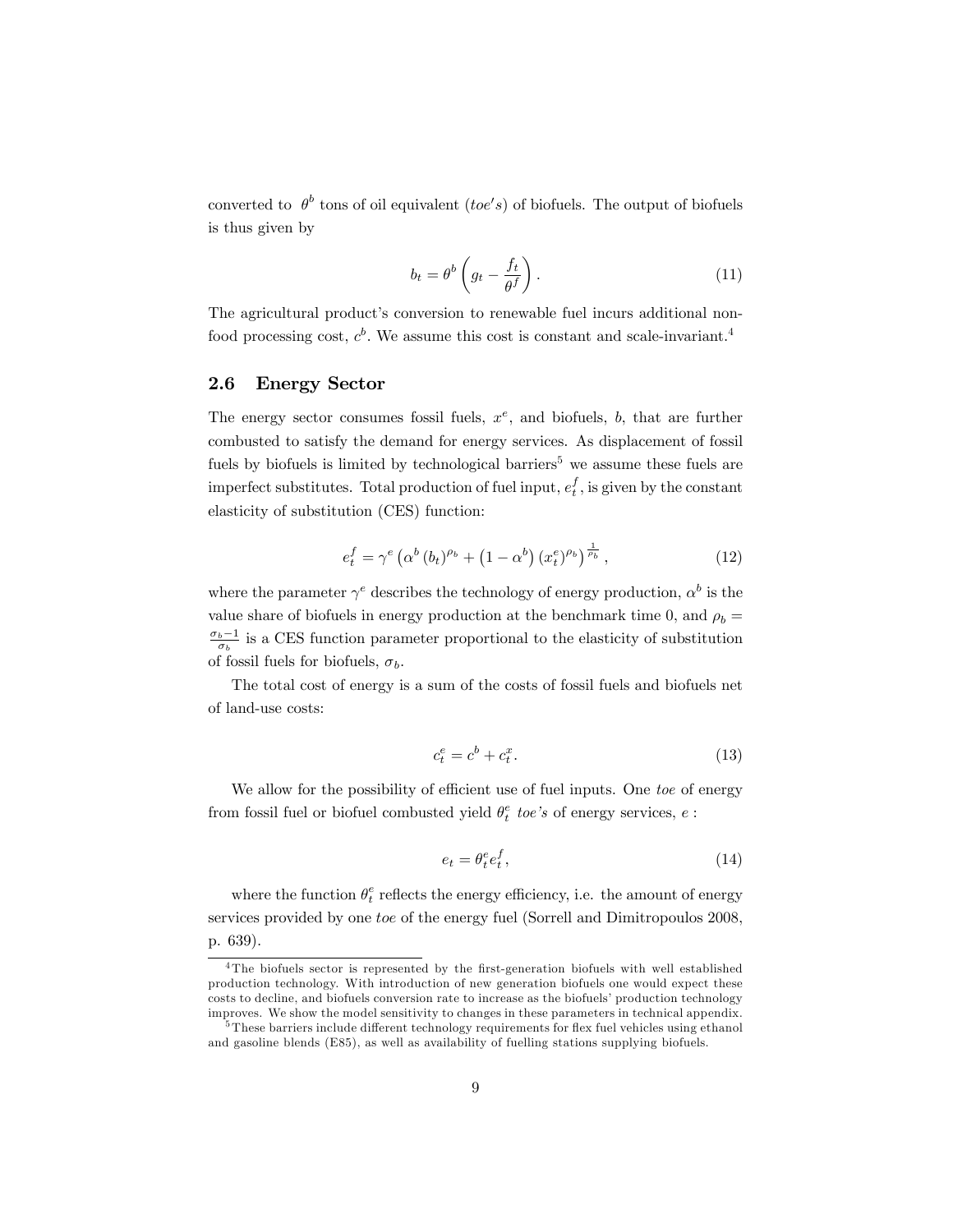converted to $\theta^b$ tons of oil equivalent ($toe's$) of biofuels. The output of biofuels is thus given by

$$b_t = \theta^b \left( g_t - \frac{f_t}{\theta^f} \right). \tag{11}$$

The agricultural product's conversion to renewable fuel incurs additional non-food processing cost, $c^b$. We assume this cost is constant and scale-invariant.[4]

## 2.6 Energy Sector

The energy sector consumes fossil fuels, $x^e$, and biofuels, $b$, that are further combusted to satisfy the demand for energy services. As displacement of fossil fuels by biofuels is limited by technological barriers[5] we assume these fuels are imperfect substitutes. Total production of fuel input, $e_t^f$, is given by the constant elasticity of substitution (CES) function:

$$e_t^f = \gamma^e \left( \alpha^b \left( b_t \right)^{\rho_b} + \left( 1 - \alpha^b \right) \left( x_t^e \right)^{\rho_b} \right)^{\frac{1}{\rho_b}}, \tag{12}$$

where the parameter $\gamma^e$ describes the technology of energy production, $\alpha^b$ is the value share of biofuels in energy production at the benchmark time 0, and $\rho_b = \frac{\sigma_b - 1}{\sigma_b}$ is a CES function parameter proportional to the elasticity of substitution of fossil fuels for biofuels, $\sigma_b$.

The total cost of energy is a sum of the costs of fossil fuels and biofuels net of land-use costs:

$$c_t^e = c^b + c_t^x. \tag{13}$$

We allow for the possibility of efficient use of fuel inputs. One *toe* of energy from fossil fuel or biofuel combusted yield $\theta_t^e$ *toe's* of energy services, $e$ :

$$e_t = \theta_t^e e_t^f, \tag{14}$$

where the function $\theta_t^e$ reflects the energy efficiency, i.e. the amount of energy services provided by one *toe* of the energy fuel (Sorrell and Dimitropoulos 2008, p. 639).

[4] The biofuels sector is represented by the first-generation biofuels with well established production technology. With introduction of new generation biofuels one would expect these costs to decline, and biofuels conversion rate to increase as the biofuels' production technology improves. We show the model sensitivity to changes in these parameters in technical appendix.

[5] These barriers include different technology requirements for flex fuel vehicles using ethanol and gasoline blends (E85), as well as availability of fuelling stations supplying biofuels.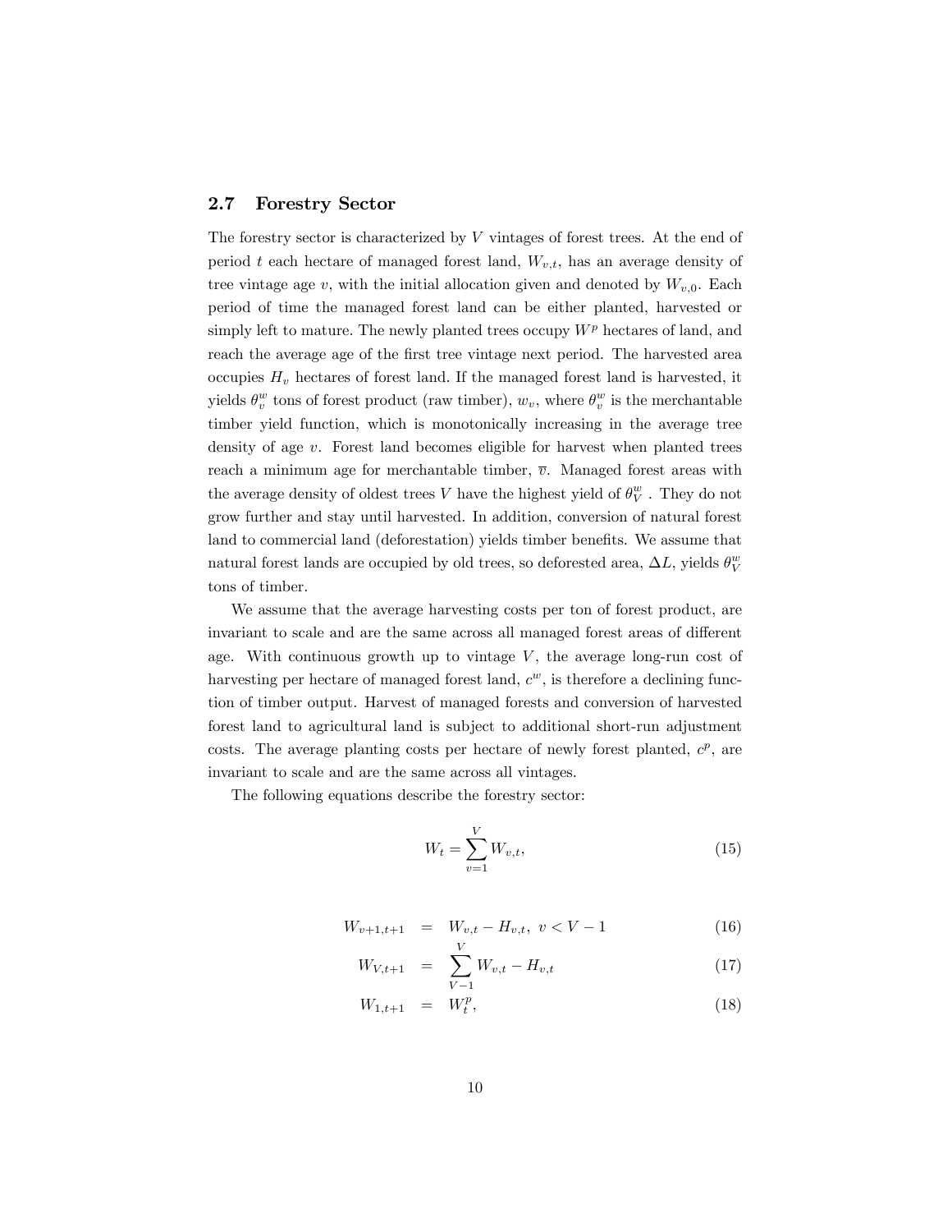### 2.7 Forestry Sector

The forestry sector is characterized by $V$ vintages of forest trees. At the end of period $t$ each hectare of managed forest land, $W_{v,t}$, has an average density of tree vintage age $v$, with the initial allocation given and denoted by $W_{v,0}$. Each period of time the managed forest land can be either planted, harvested or simply left to mature. The newly planted trees occupy $W^p$ hectares of land, and reach the average age of the first tree vintage next period. The harvested area occupies $H_v$ hectares of forest land. If the managed forest land is harvested, it yields $\theta_v^w$ tons of forest product (raw timber), $w_v$, where $\theta_v^w$ is the merchantable timber yield function, which is monotonically increasing in the average tree density of age $v$. Forest land becomes eligible for harvest when planted trees reach a minimum age for merchantable timber, $\overline{v}$. Managed forest areas with the average density of oldest trees $V$ have the highest yield of $\theta_V^w$ . They do not grow further and stay until harvested. In addition, conversion of natural forest land to commercial land (deforestation) yields timber benefits. We assume that natural forest lands are occupied by old trees, so deforested area, $\Delta L$, yields $\theta_V^w$ tons of timber.

We assume that the average harvesting costs per ton of forest product, are invariant to scale and are the same across all managed forest areas of different age. With continuous growth up to vintage $V$, the average long-run cost of harvesting per hectare of managed forest land, $c^w$, is therefore a declining function of timber output. Harvest of managed forests and conversion of harvested forest land to agricultural land is subject to additional short-run adjustment costs. The average planting costs per hectare of newly forest planted, $c^p$, are invariant to scale and are the same across all vintages.

The following equations describe the forestry sector:

$$W_t = \sum_{v=1}^{V} W_{v,t}, \tag{15}$$

$$\begin{aligned}
W_{v+1,t+1} &= W_{v,t} - H_{v,t}, \ v < V-1 && (16)\\
W_{V,t+1} &= \sum_{V-1}^{V} W_{v,t} - H_{v,t} && (17)\\
W_{1,t+1} &= W_t^p, && (18)
\end{aligned}$$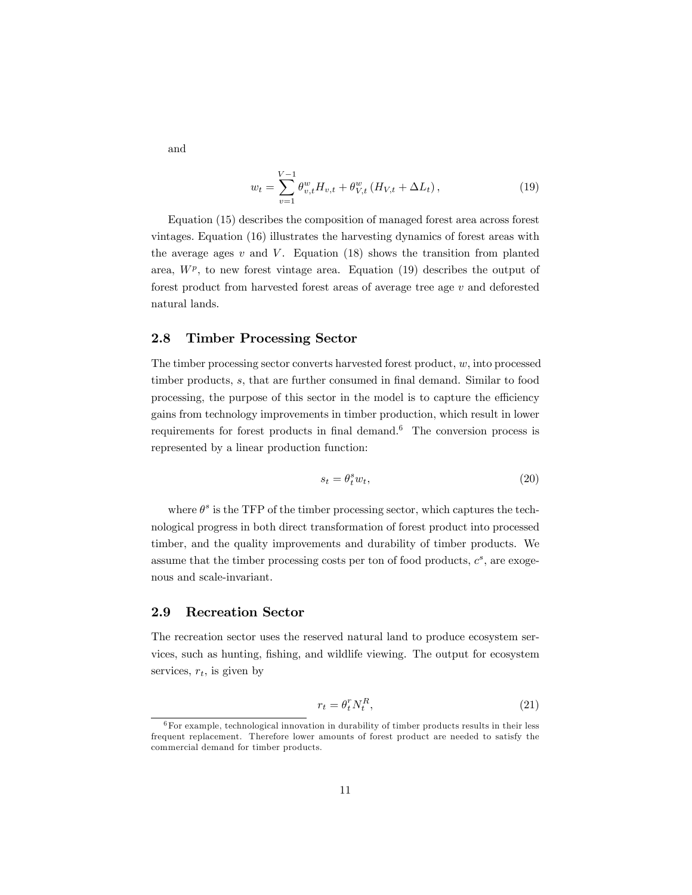and

$$w_t = \sum_{v=1}^{V-1} \theta_{v,t}^w H_{v,t} + \theta_{V,t}^w \left( H_{V,t} + \Delta L_t \right), \tag{19}$$

Equation (15) describes the composition of managed forest area across forest vintages. Equation (16) illustrates the harvesting dynamics of forest areas with the average ages $v$ and $V$. Equation (18) shows the transition from planted area, $W^p$, to new forest vintage area. Equation (19) describes the output of forest product from harvested forest areas of average tree age $v$ and deforested natural lands.

## 2.8 Timber Processing Sector

The timber processing sector converts harvested forest product, $w$, into processed timber products, $s$, that are further consumed in final demand. Similar to food processing, the purpose of this sector in the model is to capture the efficiency gains from technology improvements in timber production, which result in lower requirements for forest products in final demand.[6] The conversion process is represented by a linear production function:

$$s_t = \theta_t^s w_t, \tag{20}$$

where $\theta^s$ is the TFP of the timber processing sector, which captures the technological progress in both direct transformation of forest product into processed timber, and the quality improvements and durability of timber products. We assume that the timber processing costs per ton of food products, $c^s$, are exogenous and scale-invariant.

## 2.9 Recreation Sector

The recreation sector uses the reserved natural land to produce ecosystem services, such as hunting, fishing, and wildlife viewing. The output for ecosystem services, $r_t$, is given by

$$r_t = \theta_t^r N_t^R, \tag{21}$$

[6] For example, technological innovation in durability of timber products results in their less frequent replacement. Therefore lower amounts of forest product are needed to satisfy the commercial demand for timber products.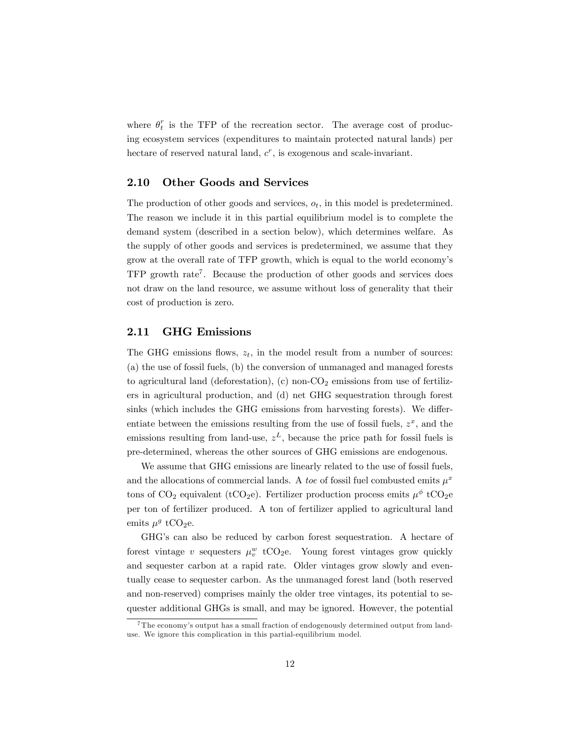where $\theta_t^r$ is the TFP of the recreation sector. The average cost of producing ecosystem services (expenditures to maintain protected natural lands) per hectare of reserved natural land, $c^r$, is exogenous and scale-invariant.

## 2.10 Other Goods and Services

The production of other goods and services, $o_t$, in this model is predetermined. The reason we include it in this partial equilibrium model is to complete the demand system (described in a section below), which determines welfare. As the supply of other goods and services is predetermined, we assume that they grow at the overall rate of TFP growth, which is equal to the world economy's TFP growth rate[7]. Because the production of other goods and services does not draw on the land resource, we assume without loss of generality that their cost of production is zero.

## 2.11 GHG Emissions

The GHG emissions flows, $z_t$, in the model result from a number of sources: (a) the use of fossil fuels, (b) the conversion of unmanaged and managed forests to agricultural land (deforestation), (c) non-$CO_2$ emissions from use of fertilizers in agricultural production, and (d) net GHG sequestration through forest sinks (which includes the GHG emissions from harvesting forests). We differentiate between the emissions resulting from the use of fossil fuels, $z^x$, and the emissions resulting from land-use, $z^L$, because the price path for fossil fuels is pre-determined, whereas the other sources of GHG emissions are endogenous.

We assume that GHG emissions are linearly related to the use of fossil fuels, and the allocations of commercial lands. A *toe* of fossil fuel combusted emits $\mu^x$ tons of $CO_2$ equivalent ($tCO_2e$). Fertilizer production process emits $\mu^\phi$ $tCO_2e$ per ton of fertilizer produced. A ton of fertilizer applied to agricultural land emits $\mu^g$ $tCO_2e$.

GHG's can also be reduced by carbon forest sequestration. A hectare of forest vintage $v$ sequesters $\mu_v^w$ $tCO_2e$. Young forest vintages grow quickly and sequester carbon at a rapid rate. Older vintages grow slowly and eventually cease to sequester carbon. As the unmanaged forest land (both reserved and non-reserved) comprises mainly the older tree vintages, its potential to sequester additional GHGs is small, and may be ignored. However, the potential

[7] The economy's output has a small fraction of endogenously determined output from land-use. We ignore this complication in this partial-equilibrium model.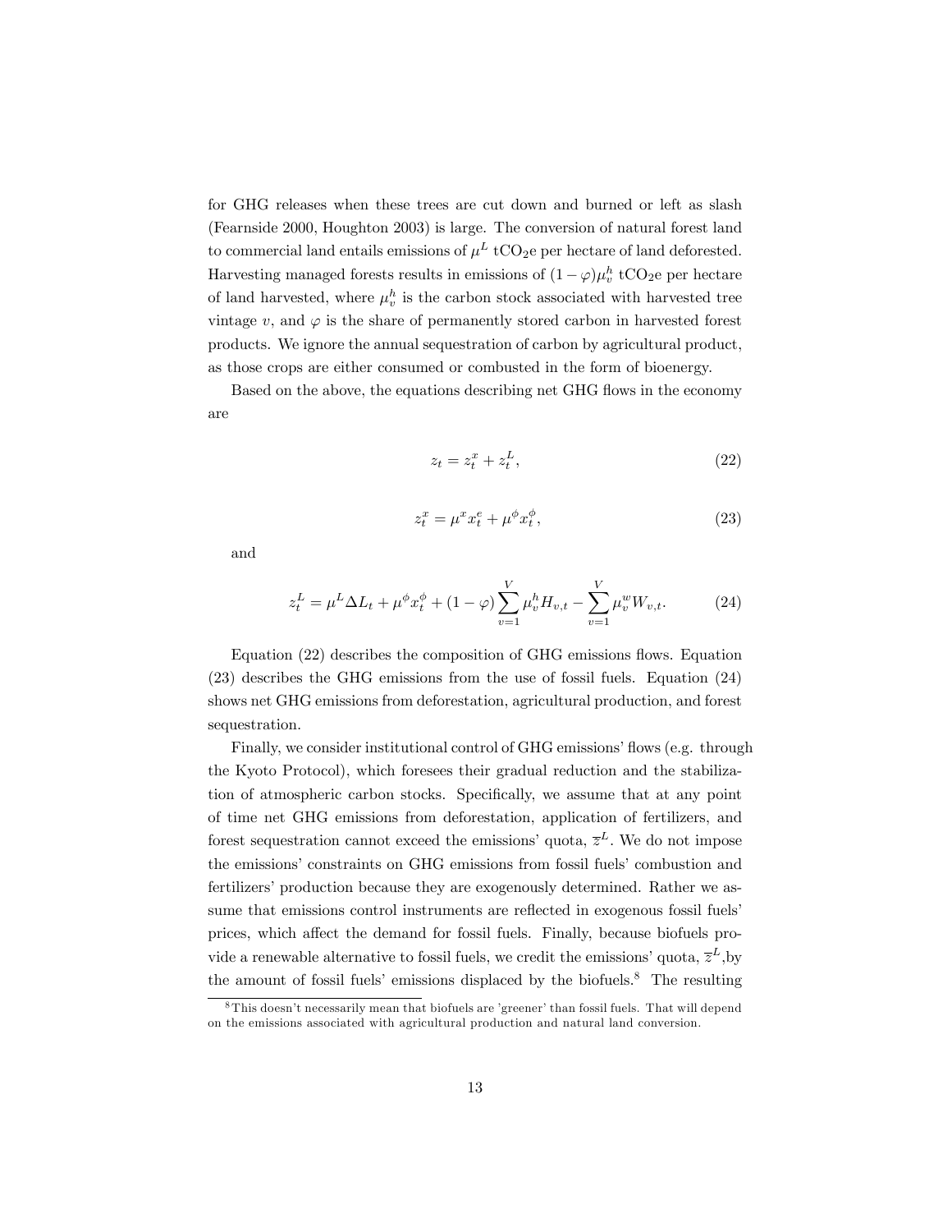for GHG releases when these trees are cut down and burned or left as slash (Fearnside 2000, Houghton 2003) is large. The conversion of natural forest land to commercial land entails emissions of $\mu^L$ $tCO_2e$ per hectare of land deforested. Harvesting managed forests results in emissions of $(1-\varphi)\mu_v^h$ $tCO_2e$ per hectare of land harvested, where $\mu_v^h$ is the carbon stock associated with harvested tree vintage $v$, and $\varphi$ is the share of permanently stored carbon in harvested forest products. We ignore the annual sequestration of carbon by agricultural product, as those crops are either consumed or combusted in the form of bioenergy.

Based on the above, the equations describing net GHG flows in the economy are

$$z_t = z_t^x + z_t^L, \tag{22}$$

$$z_t^x = \mu^x x_t^e + \mu^\phi x_t^\phi, \tag{23}$$

and

$$z_t^L = \mu^L \Delta L_t + \mu^\phi x_t^\phi + (1-\varphi)\sum_{v=1}^{V} \mu_v^h H_{v,t} - \sum_{v=1}^{V} \mu_v^w W_{v,t}. \tag{24}$$

Equation (22) describes the composition of GHG emissions flows. Equation (23) describes the GHG emissions from the use of fossil fuels. Equation (24) shows net GHG emissions from deforestation, agricultural production, and forest sequestration.

Finally, we consider institutional control of GHG emissions' flows (e.g. through the Kyoto Protocol), which foresees their gradual reduction and the stabilization of atmospheric carbon stocks. Specifically, we assume that at any point of time net GHG emissions from deforestation, application of fertilizers, and forest sequestration cannot exceed the emissions' quota, $\overline{z}^L$. We do not impose the emissions' constraints on GHG emissions from fossil fuels' combustion and fertilizers' production because they are exogenously determined. Rather we assume that emissions control instruments are reflected in exogenous fossil fuels' prices, which affect the demand for fossil fuels. Finally, because biofuels provide a renewable alternative to fossil fuels, we credit the emissions' quota, $\overline{z}^L$,by the amount of fossil fuels' emissions displaced by the biofuels.[8] The resulting

[8] This doesn't necessarily mean that biofuels are 'greener' than fossil fuels. That will depend on the emissions associated with agricultural production and natural land conversion.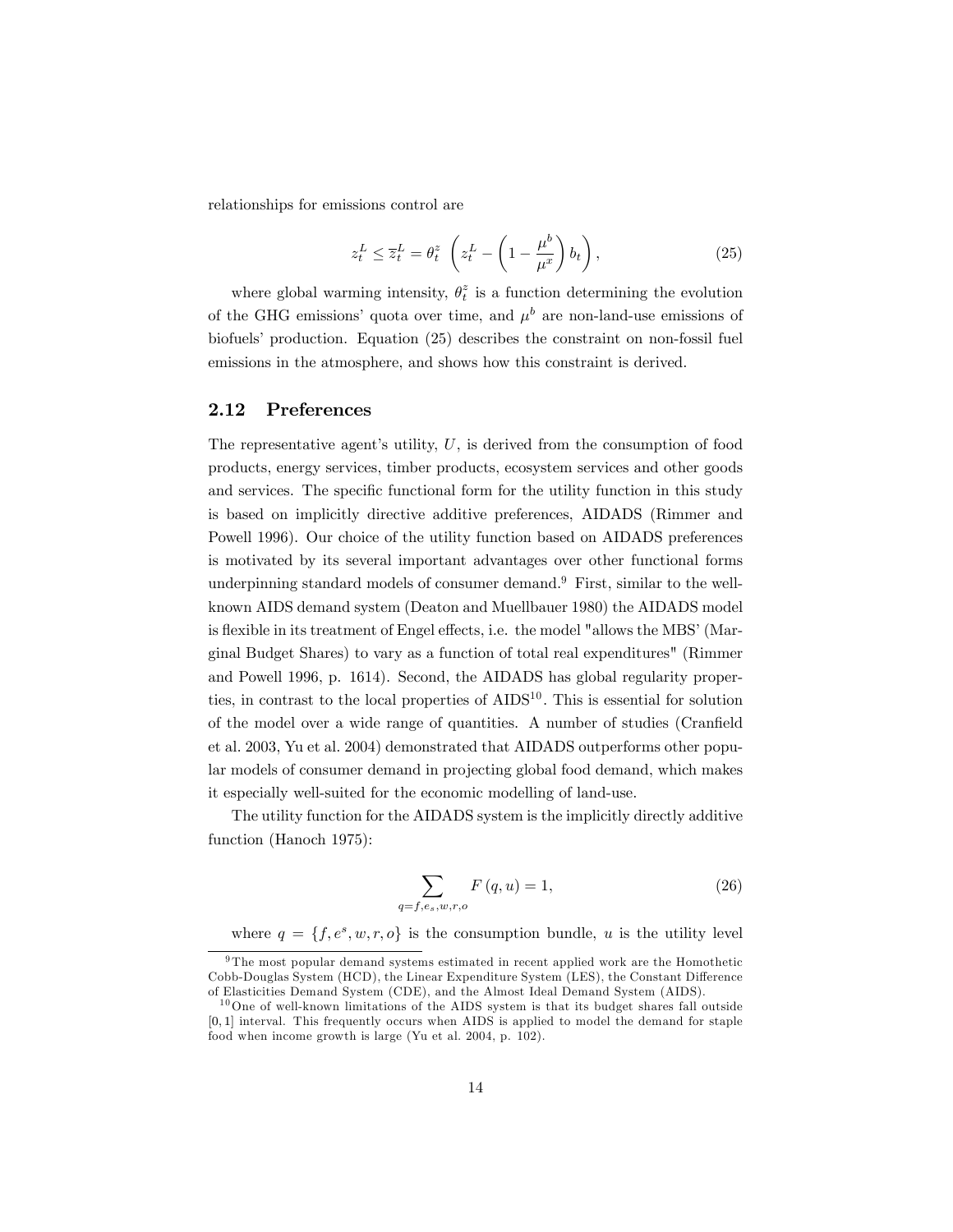relationships for emissions control are

$$z_t^L \leq \overline{z}_t^L = \theta_t^z \left( z_t^L - \left( 1 - \frac{\mu^b}{\mu^x} \right) b_t \right), \tag{25}$$

where global warming intensity, $\theta_t^z$ is a function determining the evolution of the GHG emissions' quota over time, and $\mu^b$ are non-land-use emissions of biofuels' production. Equation (25) describes the constraint on non-fossil fuel emissions in the atmosphere, and shows how this constraint is derived.

## 2.12 Preferences

The representative agent's utility, $U$, is derived from the consumption of food products, energy services, timber products, ecosystem services and other goods and services. The specific functional form for the utility function in this study is based on implicitly directive additive preferences, AIDADS (Rimmer and Powell 1996). Our choice of the utility function based on AIDADS preferences is motivated by its several important advantages over other functional forms underpinning standard models of consumer demand.[9] First, similar to the well-known AIDS demand system (Deaton and Muellbauer 1980) the AIDADS model is flexible in its treatment of Engel effects, i.e. the model "allows the MBS' (Marginal Budget Shares) to vary as a function of total real expenditures" (Rimmer and Powell 1996, p. 1614). Second, the AIDADS has global regularity properties, in contrast to the local properties of AIDS[10]. This is essential for solution of the model over a wide range of quantities. A number of studies (Cranfield et al. 2003, Yu et al. 2004) demonstrated that AIDADS outperforms other popular models of consumer demand in projecting global food demand, which makes it especially well-suited for the economic modelling of land-use.

The utility function for the AIDADS system is the implicitly directly additive function (Hanoch 1975):

$$\sum_{q=f,e_s,w,r,o} F(q,u) = 1, \tag{26}$$

where $q = \{f, e^s, w, r, o\}$ is the consumption bundle, $u$ is the utility level

[9] The most popular demand systems estimated in recent applied work are the Homothetic Cobb-Douglas System (HCD), the Linear Expenditure System (LES), the Constant Difference of Elasticities Demand System (CDE), and the Almost Ideal Demand System (AIDS).

[10] One of well-known limitations of the AIDS system is that its budget shares fall outside $[0, 1]$ interval. This frequently occurs when AIDS is applied to model the demand for staple food when income growth is large (Yu et al. 2004, p. 102).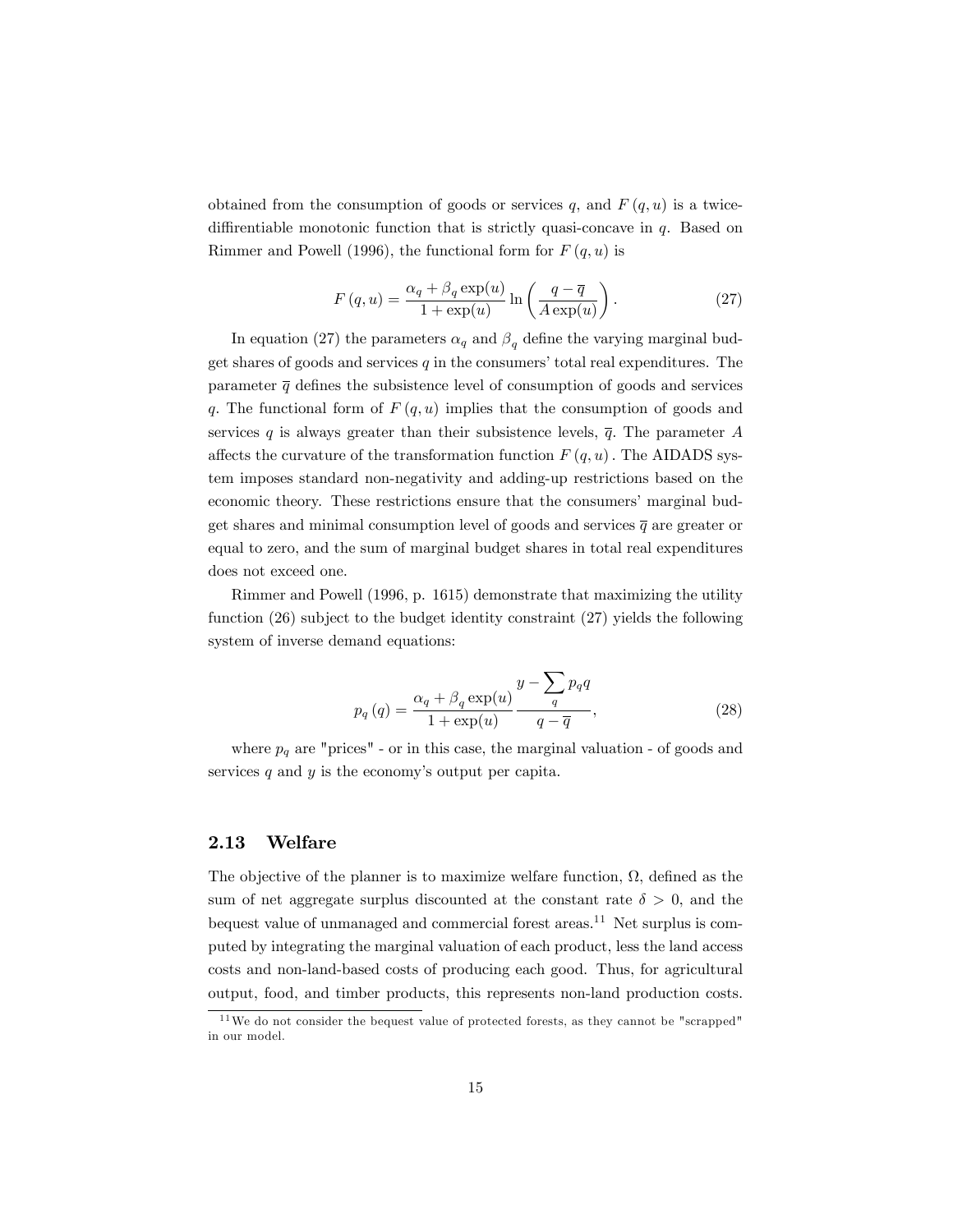obtained from the consumption of goods or services $q$, and $F(q,u)$ is a twice-diffirentiable monotonic function that is strictly quasi-concave in $q$. Based on Rimmer and Powell (1996), the functional form for $F(q,u)$ is

$$F(q,u) = \frac{\alpha_q + \beta_q \exp(u)}{1 + \exp(u)} \ln\left(\frac{q - \overline{q}}{A\exp(u)}\right). \tag{27}$$

In equation (27) the parameters $\alpha_q$ and $\beta_q$ define the varying marginal budget shares of goods and services $q$ in the consumers' total real expenditures. The parameter $\overline{q}$ defines the subsistence level of consumption of goods and services $q$. The functional form of $F(q,u)$ implies that the consumption of goods and services $q$ is always greater than their subsistence levels, $\overline{q}$. The parameter $A$ affects the curvature of the transformation function $F(q,u)$. The AIDADS system imposes standard non-negativity and adding-up restrictions based on the economic theory. These restrictions ensure that the consumers' marginal budget shares and minimal consumption level of goods and services $\overline{q}$ are greater or equal to zero, and the sum of marginal budget shares in total real expenditures does not exceed one.

Rimmer and Powell (1996, p. 1615) demonstrate that maximizing the utility function (26) subject to the budget identity constraint (27) yields the following system of inverse demand equations:

$$p_q(q) = \frac{\alpha_q + \beta_q \exp(u)}{1 + \exp(u)} \frac{y - \sum_q p_q q}{q - \overline{q}}, \tag{28}$$

where $p_q$ are "prices" - or in this case, the marginal valuation - of goods and services $q$ and $y$ is the economy's output per capita.

## 2.13 Welfare

The objective of the planner is to maximize welfare function, $\Omega$, defined as the sum of net aggregate surplus discounted at the constant rate $\delta > 0$, and the bequest value of unmanaged and commercial forest areas.[11] Net surplus is computed by integrating the marginal valuation of each product, less the land access costs and non-land-based costs of producing each good. Thus, for agricultural output, food, and timber products, this represents non-land production costs.

[11] We do not consider the bequest value of protected forests, as they cannot be "scrapped" in our model.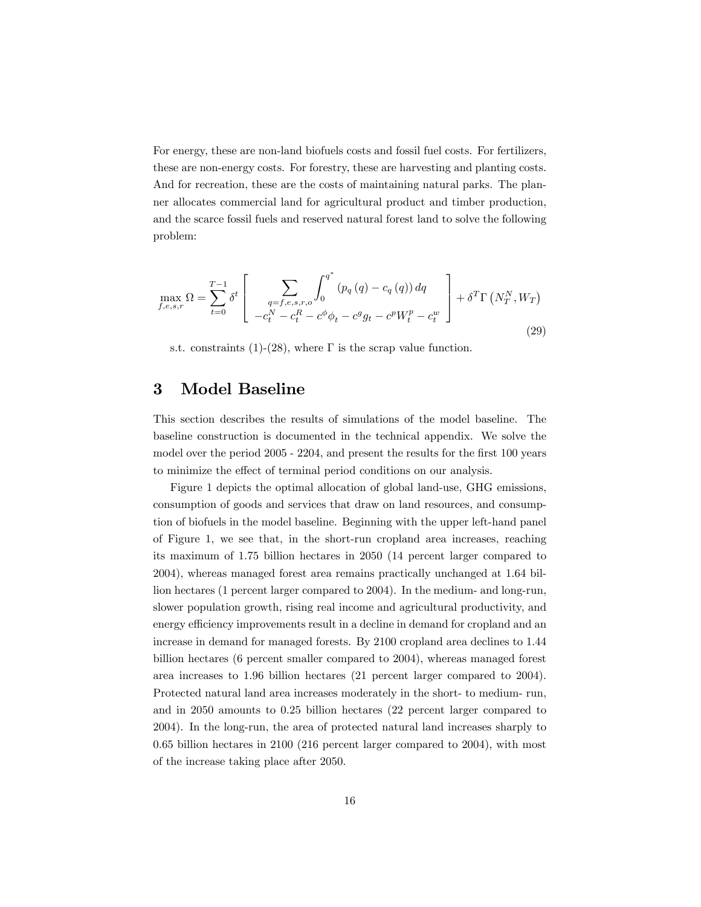For energy, these are non-land biofuels costs and fossil fuel costs. For fertilizers, these are non-energy costs. For forestry, these are harvesting and planting costs. And for recreation, these are the costs of maintaining natural parks. The planner allocates commercial land for agricultural product and timber production, and the scarce fossil fuels and reserved natural forest land to solve the following problem:

$$\max_{f,e,s,r} \Omega = \sum_{t=0}^{T-1} \delta^t \left[ \begin{array}{c} \sum_{q=f,e,s,r,o} \int_0^{q^*} \left(p_q\left(q\right) - c_q\left(q\right)\right) dq \\ -c_t^N - c_t^R - c^\phi \phi_t - c^g g_t - c^p W_t^p - c_t^w \end{array} \right] + \delta^T \Gamma\left(N_T^N, W_T\right) \tag{29}$$

s.t. constraints (1)-(28), where $\Gamma$ is the scrap value function.

# 3 Model Baseline

This section describes the results of simulations of the model baseline. The baseline construction is documented in the technical appendix. We solve the model over the period 2005 - 2204, and present the results for the first 100 years to minimize the effect of terminal period conditions on our analysis.

Figure 1 depicts the optimal allocation of global land-use, GHG emissions, consumption of goods and services that draw on land resources, and consumption of biofuels in the model baseline. Beginning with the upper left-hand panel of Figure 1, we see that, in the short-run cropland area increases, reaching its maximum of 1.75 billion hectares in 2050 (14 percent larger compared to 2004), whereas managed forest area remains practically unchanged at 1.64 billion hectares (1 percent larger compared to 2004). In the medium- and long-run, slower population growth, rising real income and agricultural productivity, and energy efficiency improvements result in a decline in demand for cropland and an increase in demand for managed forests. By 2100 cropland area declines to 1.44 billion hectares (6 percent smaller compared to 2004), whereas managed forest area increases to 1.96 billion hectares (21 percent larger compared to 2004). Protected natural land area increases moderately in the short- to medium- run, and in 2050 amounts to 0.25 billion hectares (22 percent larger compared to 2004). In the long-run, the area of protected natural land increases sharply to 0.65 billion hectares in 2100 (216 percent larger compared to 2004), with most of the increase taking place after 2050.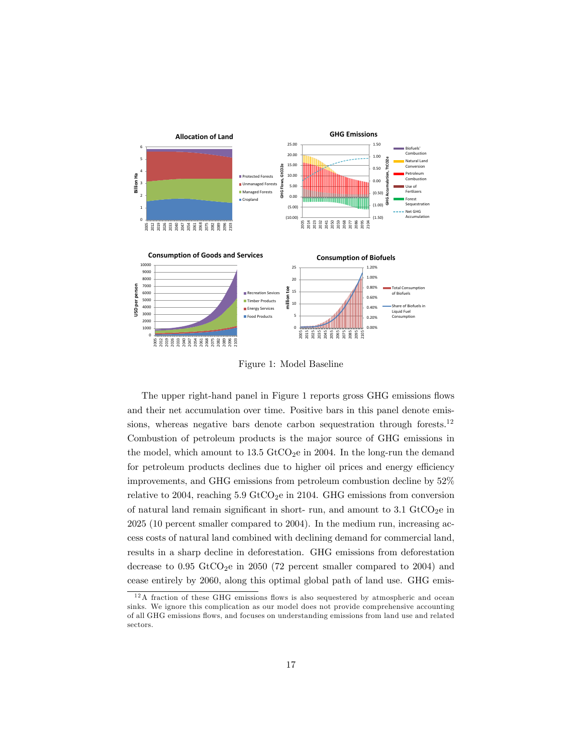Figure 1: Model Baseline

The upper right-hand panel in Figure 1 reports gross GHG emissions flows and their net accumulation over time. Positive bars in this panel denote emissions, whereas negative bars denote carbon sequestration through forests.[12] Combustion of petroleum products is the major source of GHG emissions in the model, which amount to 13.5 $GtCO_2e$ in 2004. In the long-run the demand for petroleum products declines due to higher oil prices and energy efficiency improvements, and GHG emissions from petroleum combustion decline by 52% relative to 2004, reaching 5.9 $GtCO_2e$ in 2104. GHG emissions from conversion of natural land remain significant in short- run, and amount to 3.1 $GtCO_2e$ in 2025 (10 percent smaller compared to 2004). In the medium run, increasing access costs of natural land combined with declining demand for commercial land, results in a sharp decline in deforestation. GHG emissions from deforestation decrease to 0.95 $GtCO_2e$ in 2050 (72 percent smaller compared to 2004) and cease entirely by 2060, along this optimal global path of land use. GHG emis-

[12] A fraction of these GHG emissions flows is also sequestered by atmospheric and ocean sinks. We ignore this complication as our model does not provide comprehensive accounting of all GHG emissions flows, and focuses on understanding emissions from land use and related sectors.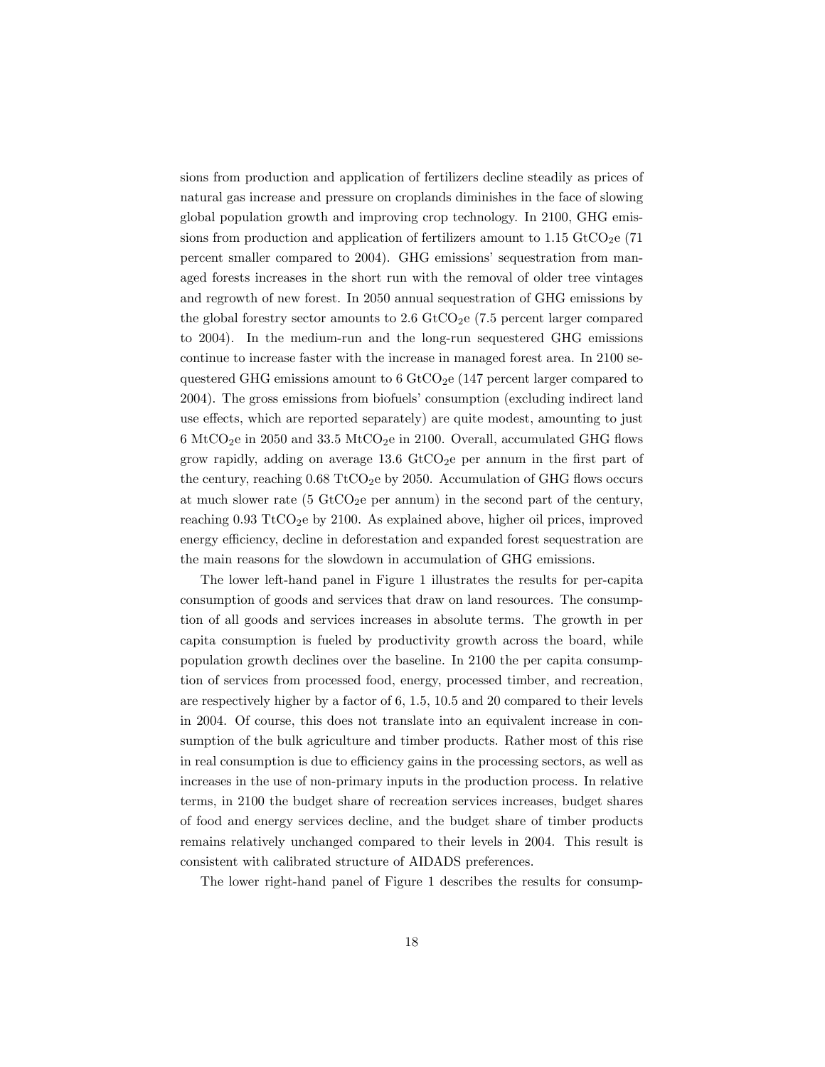sions from production and application of fertilizers decline steadily as prices of natural gas increase and pressure on croplands diminishes in the face of slowing global population growth and improving crop technology. In 2100, GHG emissions from production and application of fertilizers amount to 1.15 $GtCO_2e$ (71 percent smaller compared to 2004). GHG emissions' sequestration from managed forests increases in the short run with the removal of older tree vintages and regrowth of new forest. In 2050 annual sequestration of GHG emissions by the global forestry sector amounts to 2.6 $GtCO_2e$ (7.5 percent larger compared to 2004). In the medium-run and the long-run sequestered GHG emissions continue to increase faster with the increase in managed forest area. In 2100 sequestered GHG emissions amount to 6 $GtCO_2e$ (147 percent larger compared to 2004). The gross emissions from biofuels' consumption (excluding indirect land use effects, which are reported separately) are quite modest, amounting to just 6 $MtCO_2e$ in 2050 and 33.5 $MtCO_2e$ in 2100. Overall, accumulated GHG flows grow rapidly, adding on average 13.6 $GtCO_2e$ per annum in the first part of the century, reaching 0.68 $TtCO_2e$ by 2050. Accumulation of GHG flows occurs at much slower rate (5 $GtCO_2e$ per annum) in the second part of the century, reaching 0.93 $TtCO_2e$ by 2100. As explained above, higher oil prices, improved energy efficiency, decline in deforestation and expanded forest sequestration are the main reasons for the slowdown in accumulation of GHG emissions.

The lower left-hand panel in Figure 1 illustrates the results for per-capita consumption of goods and services that draw on land resources. The consumption of all goods and services increases in absolute terms. The growth in per capita consumption is fueled by productivity growth across the board, while population growth declines over the baseline. In 2100 the per capita consumption of services from processed food, energy, processed timber, and recreation, are respectively higher by a factor of 6, 1.5, 10.5 and 20 compared to their levels in 2004. Of course, this does not translate into an equivalent increase in consumption of the bulk agriculture and timber products. Rather most of this rise in real consumption is due to efficiency gains in the processing sectors, as well as increases in the use of non-primary inputs in the production process. In relative terms, in 2100 the budget share of recreation services increases, budget shares of food and energy services decline, and the budget share of timber products remains relatively unchanged compared to their levels in 2004. This result is consistent with calibrated structure of AIDADS preferences.

The lower right-hand panel of Figure 1 describes the results for consump-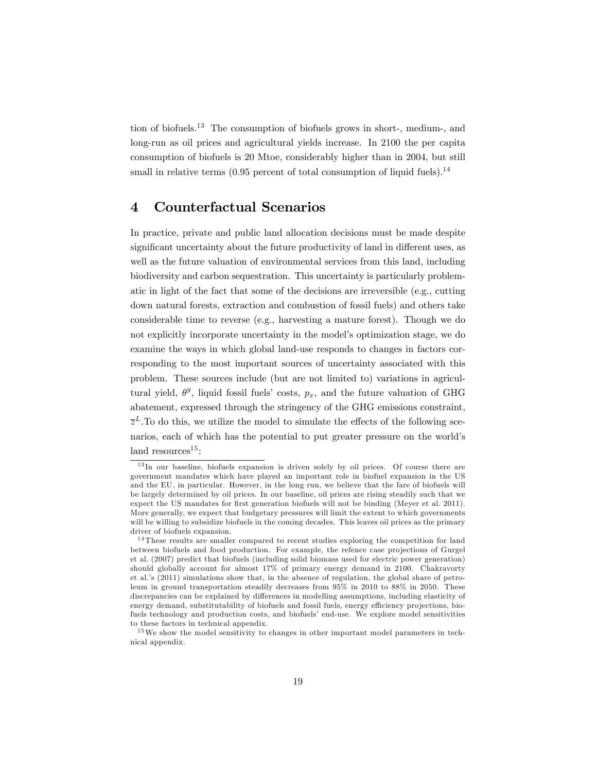tion of biofuels.[13] The consumption of biofuels grows in short-, medium-, and long-run as oil prices and agricultural yields increase. In 2100 the per capita consumption of biofuels is 20 Mtoe, considerably higher than in 2004, but still small in relative terms (0.95 percent of total consumption of liquid fuels).[14]

# 4 Counterfactual Scenarios

In practice, private and public land allocation decisions must be made despite significant uncertainty about the future productivity of land in different uses, as well as the future valuation of environmental services from this land, including biodiversity and carbon sequestration. This uncertainty is particularly problematic in light of the fact that some of the decisions are irreversible (e.g., cutting down natural forests, extraction and combustion of fossil fuels) and others take considerable time to reverse (e.g., harvesting a mature forest). Though we do not explicitly incorporate uncertainty in the model's optimization stage, we do examine the ways in which global land-use responds to changes in factors corresponding to the most important sources of uncertainty associated with this problem. These sources include (but are not limited to) variations in agricultural yield, $\theta^g$, liquid fossil fuels' costs, $p_x$, and the future valuation of GHG abatement, expressed through the stringency of the GHG emissions constraint, $\overline{z}^L$.To do this, we utilize the model to simulate the effects of the following scenarios, each of which has the potential to put greater pressure on the world's land resources[15]:

---

[13] In our baseline, biofuels expansion is driven solely by oil prices. Of course there are government mandates which have played an important role in biofuel expansion in the US and the EU, in particular. However, in the long run, we believe that the fare of biofuels will be largely determined by oil prices. In our baseline, oil prices are rising steadily such that we expect the US mandates for first generation biofuels will not be binding (Meyer et al. 2011). More generally, we expect that budgetary pressures will limit the extent to which governments will be willing to subsidize biofuels in the coming decades. This leaves oil prices as the primary driver of biofuels expansion.

[14] These results are smaller compared to recent studies exploring the competition for land between biofuels and food production. For example, the refence case projections of Gurgel et al. (2007) predict that biofuels (including solid biomass used for electric power generation) should globally account for almost 17% of primary energy demand in 2100. Chakravorty et al.'s (2011) simulations show that, in the absence of regulation, the global share of petroleum in ground transportation steadily decreases from 95% in 2010 to 88% in 2050. These discrepancies can be explained by differences in modelling assumptions, including elasticity of energy demand, substitutability of biofuels and fossil fuels, energy efficiency projections, biofuels technology and production costs, and biofuels' end-use. We explore model sensitivities to these factors in technical appendix.

[15] We show the model sensitivity to changes in other important model parameters in technical appendix.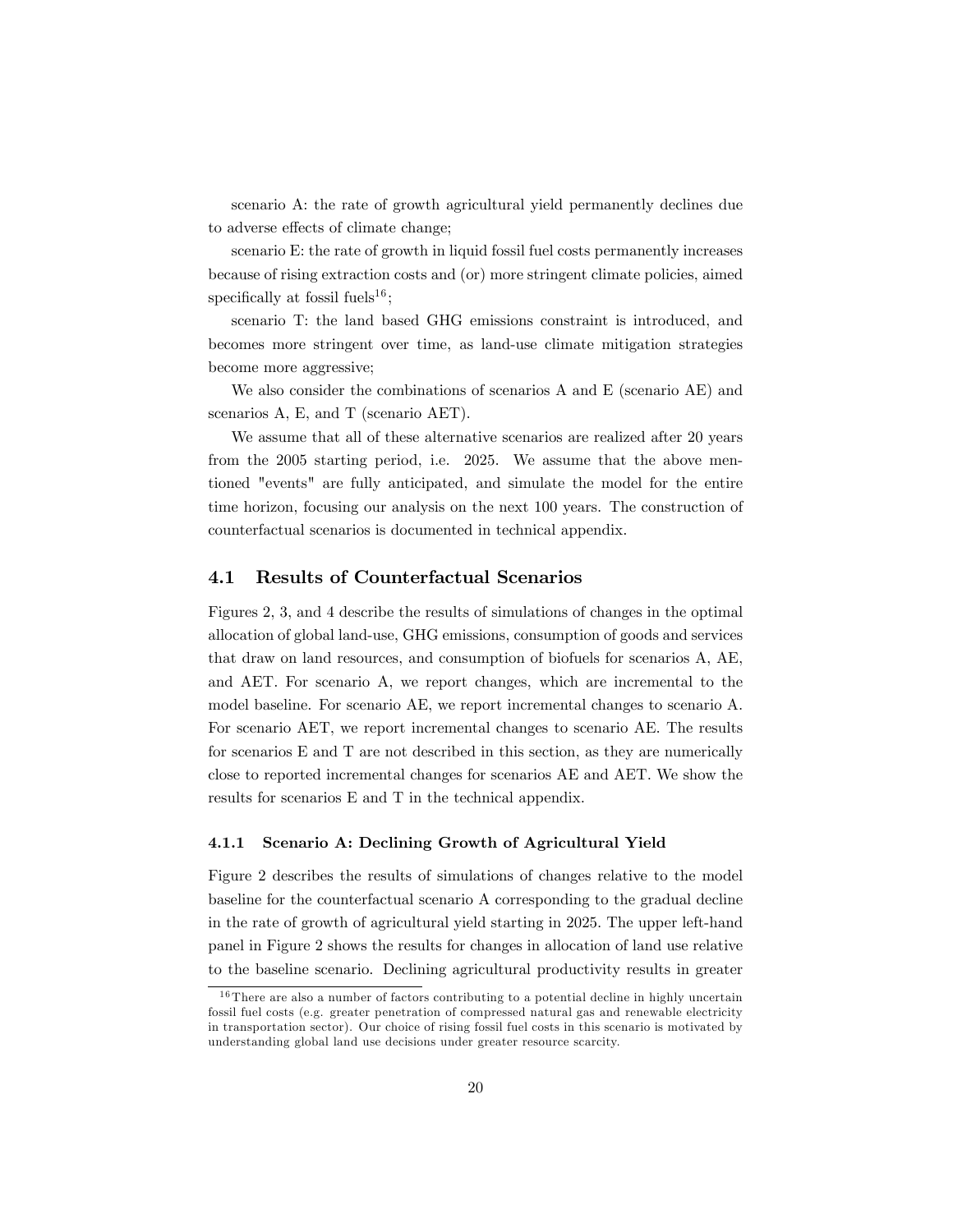scenario A: the rate of growth agricultural yield permanently declines due to adverse effects of climate change;

scenario E: the rate of growth in liquid fossil fuel costs permanently increases because of rising extraction costs and (or) more stringent climate policies, aimed specifically at fossil fuels[16];

scenario T: the land based GHG emissions constraint is introduced, and becomes more stringent over time, as land-use climate mitigation strategies become more aggressive;

We also consider the combinations of scenarios A and E (scenario AE) and scenarios A, E, and T (scenario AET).

We assume that all of these alternative scenarios are realized after 20 years from the 2005 starting period, i.e. 2025. We assume that the above mentioned "events" are fully anticipated, and simulate the model for the entire time horizon, focusing our analysis on the next 100 years. The construction of counterfactual scenarios is documented in technical appendix.

## 4.1 Results of Counterfactual Scenarios

Figures 2, 3, and 4 describe the results of simulations of changes in the optimal allocation of global land-use, GHG emissions, consumption of goods and services that draw on land resources, and consumption of biofuels for scenarios A, AE, and AET. For scenario A, we report changes, which are incremental to the model baseline. For scenario AE, we report incremental changes to scenario A. For scenario AET, we report incremental changes to scenario AE. The results for scenarios E and T are not described in this section, as they are numerically close to reported incremental changes for scenarios AE and AET. We show the results for scenarios E and T in the technical appendix.

### 4.1.1 Scenario A: Declining Growth of Agricultural Yield

Figure 2 describes the results of simulations of changes relative to the model baseline for the counterfactual scenario A corresponding to the gradual decline in the rate of growth of agricultural yield starting in 2025. The upper left-hand panel in Figure 2 shows the results for changes in allocation of land use relative to the baseline scenario. Declining agricultural productivity results in greater

[16] There are also a number of factors contributing to a potential decline in highly uncertain fossil fuel costs (e.g. greater penetration of compressed natural gas and renewable electricity in transportation sector). Our choice of rising fossil fuel costs in this scenario is motivated by understanding global land use decisions under greater resource scarcity.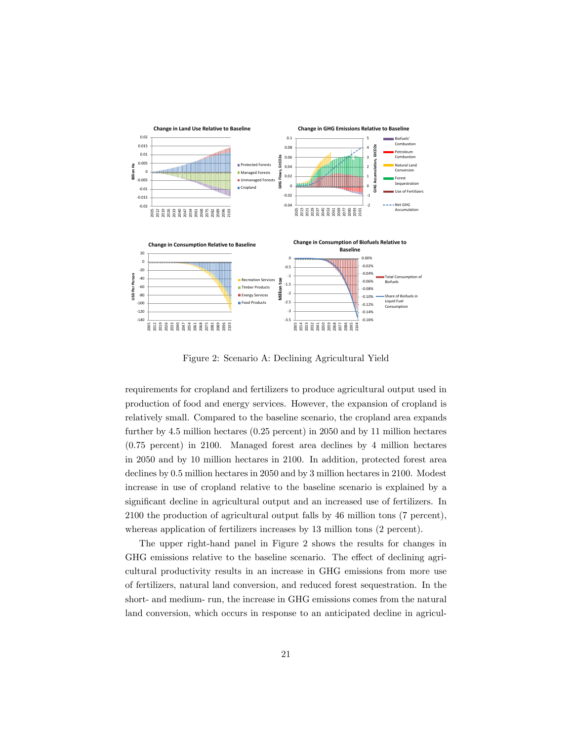Figure 2: Scenario A: Declining Agricultural Yield

requirements for cropland and fertilizers to produce agricultural output used in production of food and energy services. However, the expansion of cropland is relatively small. Compared to the baseline scenario, the cropland area expands further by 4.5 million hectares (0.25 percent) in 2050 and by 11 million hectares (0.75 percent) in 2100. Managed forest area declines by 4 million hectares in 2050 and by 10 million hectares in 2100. In addition, protected forest area declines by 0.5 million hectares in 2050 and by 3 million hectares in 2100. Modest increase in use of cropland relative to the baseline scenario is explained by a significant decline in agricultural output and an increased use of fertilizers. In 2100 the production of agricultural output falls by 46 million tons (7 percent), whereas application of fertilizers increases by 13 million tons (2 percent).

The upper right-hand panel in Figure 2 shows the results for changes in GHG emissions relative to the baseline scenario. The effect of declining agricultural productivity results in an increase in GHG emissions from more use of fertilizers, natural land conversion, and reduced forest sequestration. In the short- and medium- run, the increase in GHG emissions comes from the natural land conversion, which occurs in response to an anticipated decline in agricul-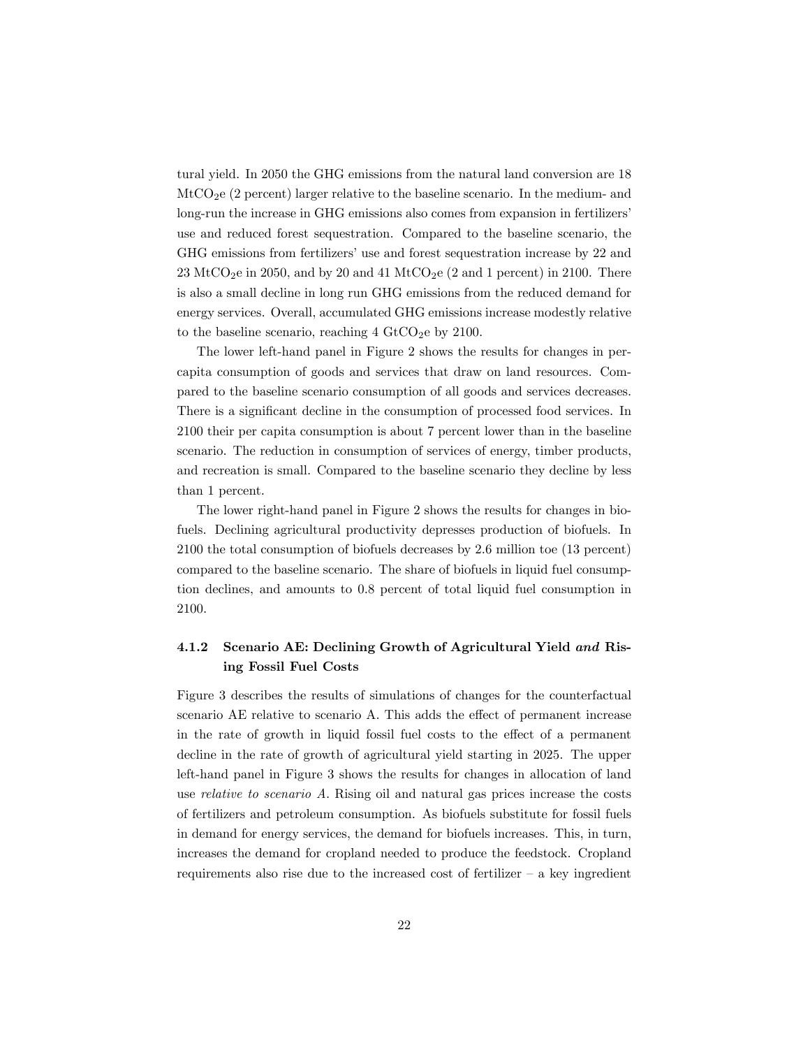tural yield. In 2050 the GHG emissions from the natural land conversion are 18 $MtCO_2e$ (2 percent) larger relative to the baseline scenario. In the medium- and long-run the increase in GHG emissions also comes from expansion in fertilizers' use and reduced forest sequestration. Compared to the baseline scenario, the GHG emissions from fertilizers' use and forest sequestration increase by 22 and 23 $MtCO_2e$ in 2050, and by 20 and 41 $MtCO_2e$ (2 and 1 percent) in 2100. There is also a small decline in long run GHG emissions from the reduced demand for energy services. Overall, accumulated GHG emissions increase modestly relative to the baseline scenario, reaching 4 $GtCO_2e$ by 2100.

The lower left-hand panel in Figure 2 shows the results for changes in per-capita consumption of goods and services that draw on land resources. Compared to the baseline scenario consumption of all goods and services decreases. There is a significant decline in the consumption of processed food services. In 2100 their per capita consumption is about 7 percent lower than in the baseline scenario. The reduction in consumption of services of energy, timber products, and recreation is small. Compared to the baseline scenario they decline by less than 1 percent.

The lower right-hand panel in Figure 2 shows the results for changes in biofuels. Declining agricultural productivity depresses production of biofuels. In 2100 the total consumption of biofuels decreases by 2.6 million toe (13 percent) compared to the baseline scenario. The share of biofuels in liquid fuel consumption declines, and amounts to 0.8 percent of total liquid fuel consumption in 2100.

### 4.1.2 Scenario AE: Declining Growth of Agricultural Yield *and* Rising Fossil Fuel Costs

Figure 3 describes the results of simulations of changes for the counterfactual scenario AE relative to scenario A. This adds the effect of permanent increase in the rate of growth in liquid fossil fuel costs to the effect of a permanent decline in the rate of growth of agricultural yield starting in 2025. The upper left-hand panel in Figure 3 shows the results for changes in allocation of land use *relative to scenario A*. Rising oil and natural gas prices increase the costs of fertilizers and petroleum consumption. As biofuels substitute for fossil fuels in demand for energy services, the demand for biofuels increases. This, in turn, increases the demand for cropland needed to produce the feedstock. Cropland requirements also rise due to the increased cost of fertilizer – a key ingredient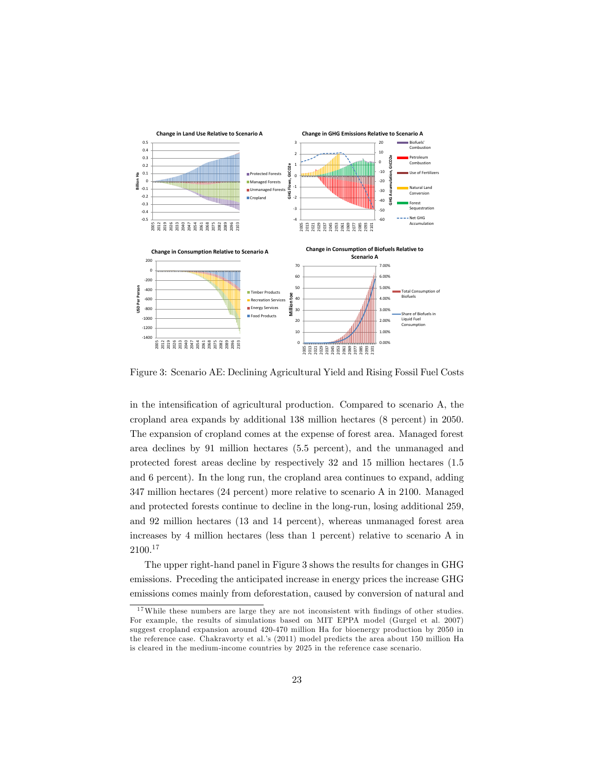Figure 3: Scenario AE: Declining Agricultural Yield and Rising Fossil Fuel Costs

in the intensification of agricultural production. Compared to scenario A, the cropland area expands by additional 138 million hectares (8 percent) in 2050. The expansion of cropland comes at the expense of forest area. Managed forest area declines by 91 million hectares (5.5 percent), and the unmanaged and protected forest areas decline by respectively 32 and 15 million hectares (1.5 and 6 percent). In the long run, the cropland area continues to expand, adding 347 million hectares (24 percent) more relative to scenario A in 2100. Managed and protected forests continue to decline in the long-run, losing additional 259, and 92 million hectares (13 and 14 percent), whereas unmanaged forest area increases by 4 million hectares (less than 1 percent) relative to scenario A in 2100.[17]

The upper right-hand panel in Figure 3 shows the results for changes in GHG emissions. Preceding the anticipated increase in energy prices the increase GHG emissions comes mainly from deforestation, caused by conversion of natural and

[17] While these numbers are large they are not inconsistent with findings of other studies. For example, the results of simulations based on MIT EPPA model (Gurgel et al. 2007) suggest cropland expansion around 420-470 million Ha for bioenergy production by 2050 in the reference case. Chakravorty et al.'s (2011) model predicts the area about 150 million Ha is cleared in the medium-income countries by 2025 in the reference case scenario.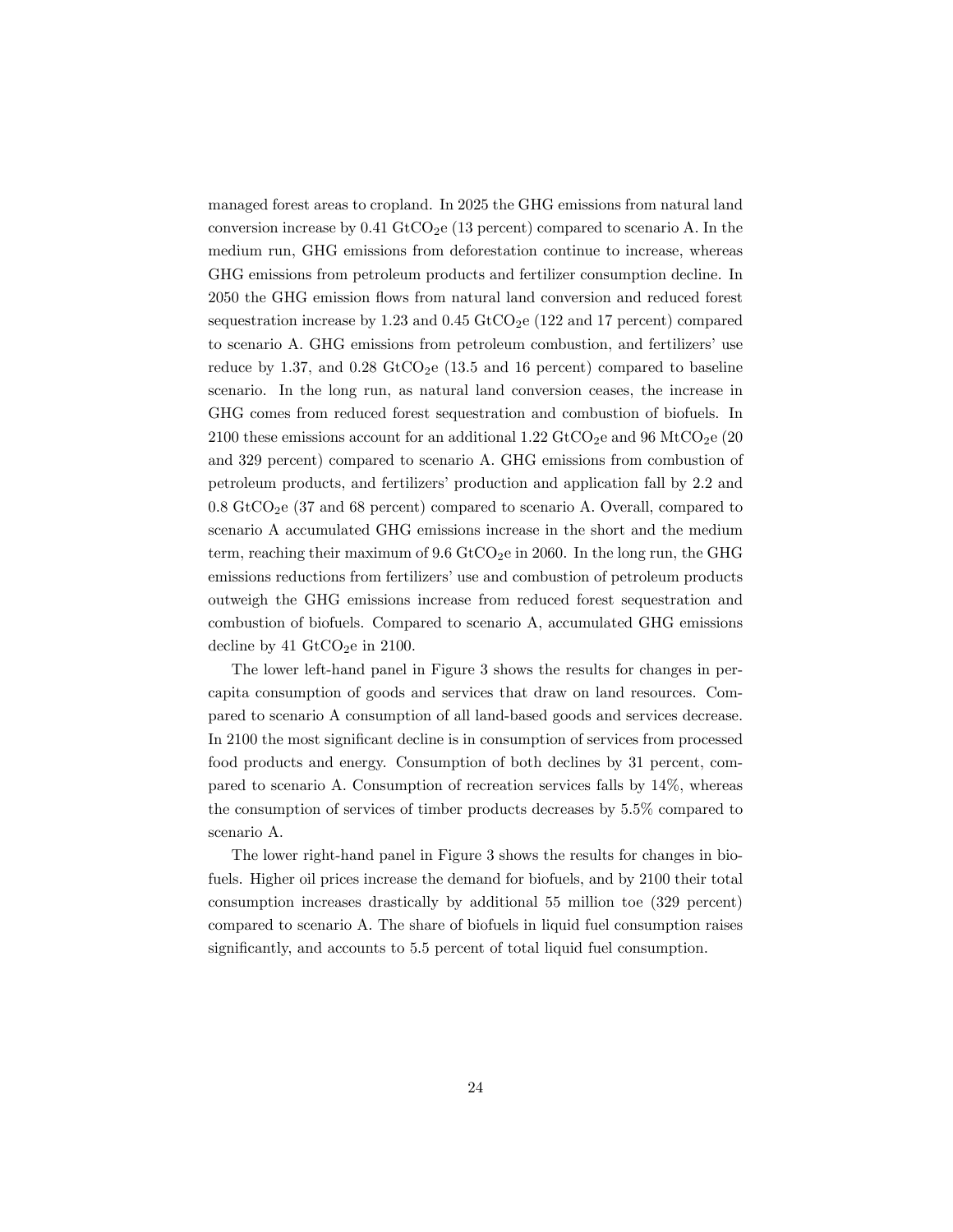managed forest areas to cropland. In 2025 the GHG emissions from natural land conversion increase by 0.41 $GtCO_2e$ (13 percent) compared to scenario A. In the medium run, GHG emissions from deforestation continue to increase, whereas GHG emissions from petroleum products and fertilizer consumption decline. In 2050 the GHG emission flows from natural land conversion and reduced forest sequestration increase by 1.23 and 0.45 $GtCO_2e$ (122 and 17 percent) compared to scenario A. GHG emissions from petroleum combustion, and fertilizers' use reduce by 1.37, and 0.28 $GtCO_2e$ (13.5 and 16 percent) compared to baseline scenario. In the long run, as natural land conversion ceases, the increase in GHG comes from reduced forest sequestration and combustion of biofuels. In 2100 these emissions account for an additional 1.22 $GtCO_2e$ and 96 $MtCO_2e$ (20 and 329 percent) compared to scenario A. GHG emissions from combustion of petroleum products, and fertilizers' production and application fall by 2.2 and 0.8 $GtCO_2e$ (37 and 68 percent) compared to scenario A. Overall, compared to scenario A accumulated GHG emissions increase in the short and the medium term, reaching their maximum of 9.6 $GtCO_2e$ in 2060. In the long run, the GHG emissions reductions from fertilizers' use and combustion of petroleum products outweigh the GHG emissions increase from reduced forest sequestration and combustion of biofuels. Compared to scenario A, accumulated GHG emissions decline by 41 $GtCO_2e$ in 2100.

The lower left-hand panel in Figure 3 shows the results for changes in per-capita consumption of goods and services that draw on land resources. Compared to scenario A consumption of all land-based goods and services decrease. In 2100 the most significant decline is in consumption of services from processed food products and energy. Consumption of both declines by 31 percent, compared to scenario A. Consumption of recreation services falls by 14%, whereas the consumption of services of timber products decreases by 5.5% compared to scenario A.

The lower right-hand panel in Figure 3 shows the results for changes in biofuels. Higher oil prices increase the demand for biofuels, and by 2100 their total consumption increases drastically by additional 55 million toe (329 percent) compared to scenario A. The share of biofuels in liquid fuel consumption raises significantly, and accounts to 5.5 percent of total liquid fuel consumption.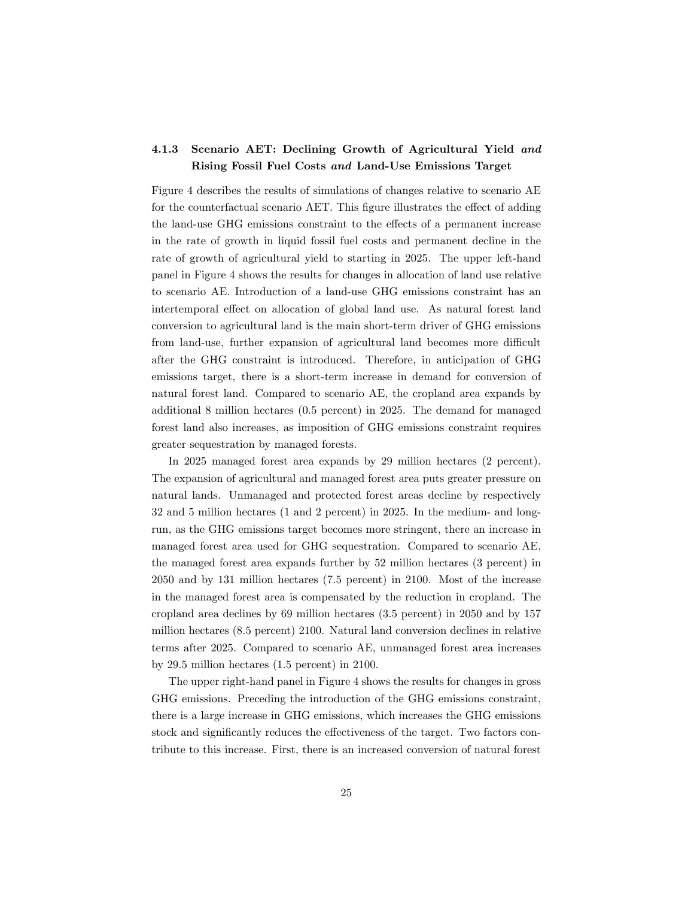### 4.1.3 Scenario AET: Declining Growth of Agricultural Yield *and* Rising Fossil Fuel Costs *and* Land-Use Emissions Target

Figure 4 describes the results of simulations of changes relative to scenario AE for the counterfactual scenario AET. This figure illustrates the effect of adding the land-use GHG emissions constraint to the effects of a permanent increase in the rate of growth in liquid fossil fuel costs and permanent decline in the rate of growth of agricultural yield to starting in 2025. The upper left-hand panel in Figure 4 shows the results for changes in allocation of land use relative to scenario AE. Introduction of a land-use GHG emissions constraint has an intertemporal effect on allocation of global land use. As natural forest land conversion to agricultural land is the main short-term driver of GHG emissions from land-use, further expansion of agricultural land becomes more difficult after the GHG constraint is introduced. Therefore, in anticipation of GHG emissions target, there is a short-term increase in demand for conversion of natural forest land. Compared to scenario AE, the cropland area expands by additional 8 million hectares (0.5 percent) in 2025. The demand for managed forest land also increases, as imposition of GHG emissions constraint requires greater sequestration by managed forests.

In 2025 managed forest area expands by 29 million hectares (2 percent). The expansion of agricultural and managed forest area puts greater pressure on natural lands. Unmanaged and protected forest areas decline by respectively 32 and 5 million hectares (1 and 2 percent) in 2025. In the medium- and long-run, as the GHG emissions target becomes more stringent, there an increase in managed forest area used for GHG sequestration. Compared to scenario AE, the managed forest area expands further by 52 million hectares (3 percent) in 2050 and by 131 million hectares (7.5 percent) in 2100. Most of the increase in the managed forest area is compensated by the reduction in cropland. The cropland area declines by 69 million hectares (3.5 percent) in 2050 and by 157 million hectares (8.5 percent) 2100. Natural land conversion declines in relative terms after 2025. Compared to scenario AE, unmanaged forest area increases by 29.5 million hectares (1.5 percent) in 2100.

The upper right-hand panel in Figure 4 shows the results for changes in gross GHG emissions. Preceding the introduction of the GHG emissions constraint, there is a large increase in GHG emissions, which increases the GHG emissions stock and significantly reduces the effectiveness of the target. Two factors contribute to this increase. First, there is an increased conversion of natural forest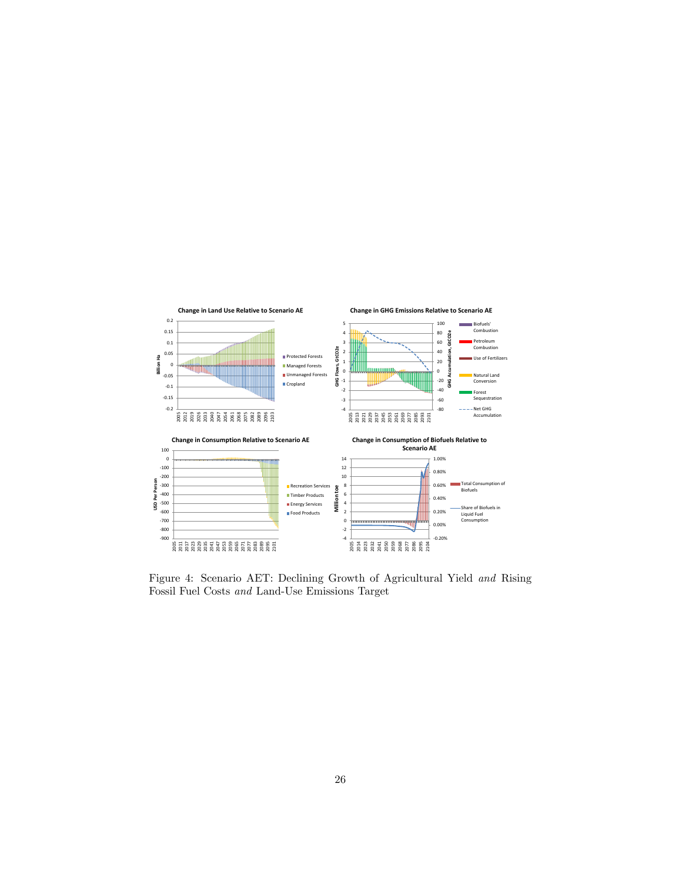Figure 4: Scenario AET: Declining Growth of Agricultural Yield *and* Rising Fossil Fuel Costs *and* Land-Use Emissions Target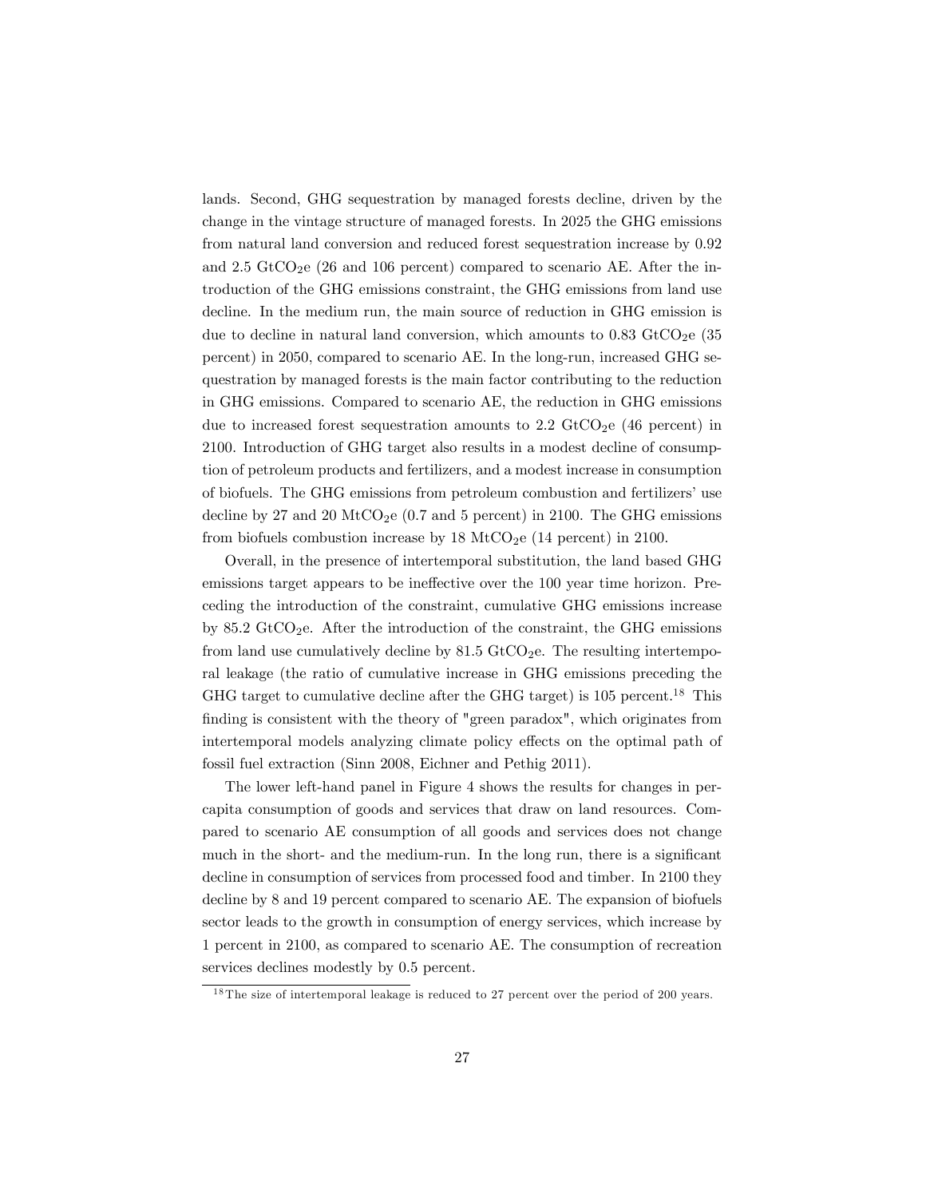lands. Second, GHG sequestration by managed forests decline, driven by the change in the vintage structure of managed forests. In 2025 the GHG emissions from natural land conversion and reduced forest sequestration increase by 0.92 and 2.5 $GtCO_2e$ (26 and 106 percent) compared to scenario AE. After the introduction of the GHG emissions constraint, the GHG emissions from land use decline. In the medium run, the main source of reduction in GHG emission is due to decline in natural land conversion, which amounts to 0.83 $GtCO_2e$ (35 percent) in 2050, compared to scenario AE. In the long-run, increased GHG sequestration by managed forests is the main factor contributing to the reduction in GHG emissions. Compared to scenario AE, the reduction in GHG emissions due to increased forest sequestration amounts to 2.2 $GtCO_2e$ (46 percent) in 2100. Introduction of GHG target also results in a modest decline of consumption of petroleum products and fertilizers, and a modest increase in consumption of biofuels. The GHG emissions from petroleum combustion and fertilizers' use decline by 27 and 20 $MtCO_2e$ (0.7 and 5 percent) in 2100. The GHG emissions from biofuels combustion increase by 18 $MtCO_2e$ (14 percent) in 2100.

Overall, in the presence of intertemporal substitution, the land based GHG emissions target appears to be ineffective over the 100 year time horizon. Preceding the introduction of the constraint, cumulative GHG emissions increase by 85.2 $GtCO_2e$. After the introduction of the constraint, the GHG emissions from land use cumulatively decline by 81.5 $GtCO_2e$. The resulting intertemporal leakage (the ratio of cumulative increase in GHG emissions preceding the GHG target to cumulative decline after the GHG target) is 105 percent.[18] This finding is consistent with the theory of "green paradox", which originates from intertemporal models analyzing climate policy effects on the optimal path of fossil fuel extraction (Sinn 2008, Eichner and Pethig 2011).

The lower left-hand panel in Figure 4 shows the results for changes in per-capita consumption of goods and services that draw on land resources. Compared to scenario AE consumption of all goods and services does not change much in the short- and the medium-run. In the long run, there is a significant decline in consumption of services from processed food and timber. In 2100 they decline by 8 and 19 percent compared to scenario AE. The expansion of biofuels sector leads to the growth in consumption of energy services, which increase by 1 percent in 2100, as compared to scenario AE. The consumption of recreation services declines modestly by 0.5 percent.

[18] The size of intertemporal leakage is reduced to 27 percent over the period of 200 years.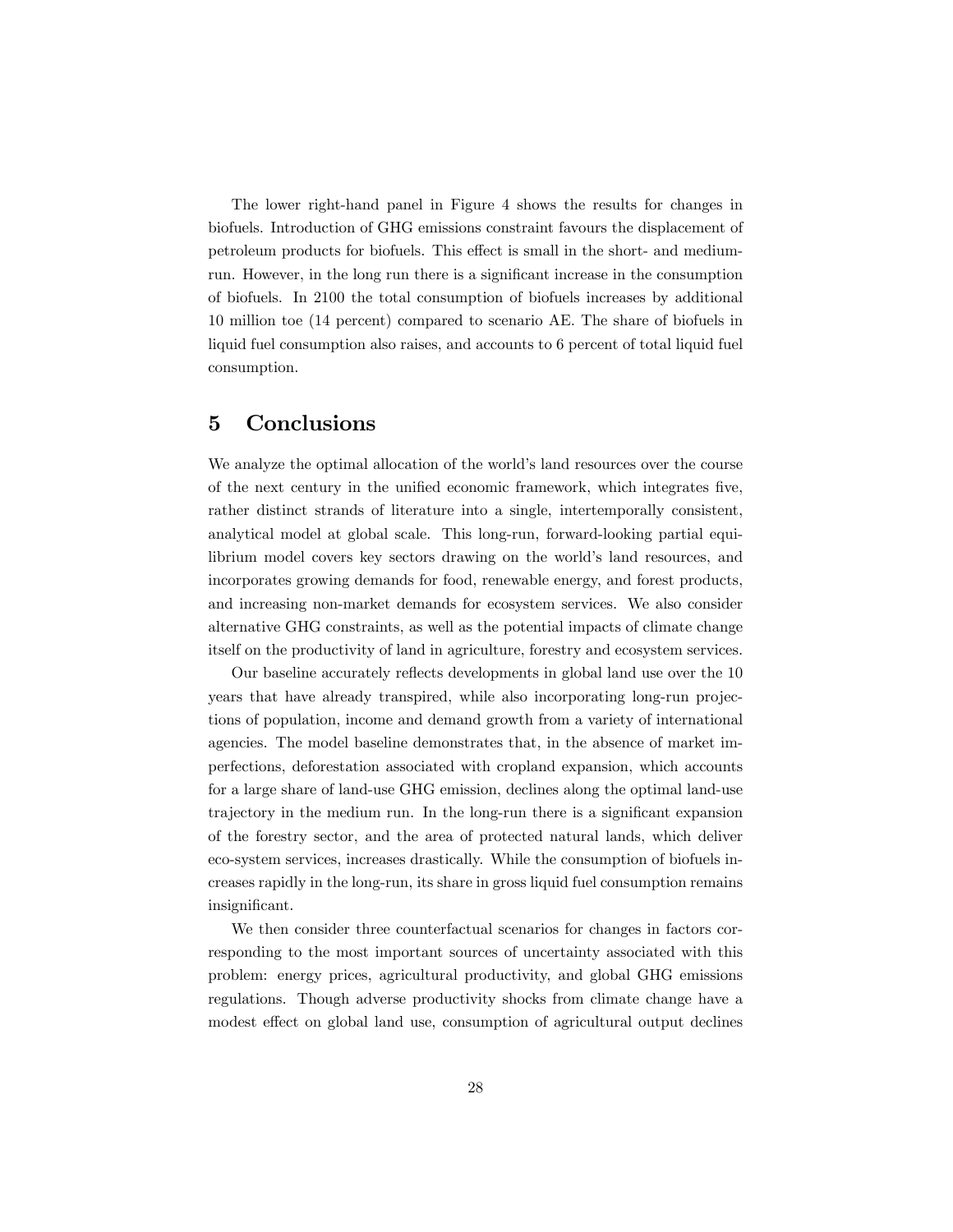The lower right-hand panel in Figure 4 shows the results for changes in biofuels. Introduction of GHG emissions constraint favours the displacement of petroleum products for biofuels. This effect is small in the short- and medium-run. However, in the long run there is a significant increase in the consumption of biofuels. In 2100 the total consumption of biofuels increases by additional 10 million toe (14 percent) compared to scenario AE. The share of biofuels in liquid fuel consumption also raises, and accounts to 6 percent of total liquid fuel consumption.

# 5 Conclusions

We analyze the optimal allocation of the world's land resources over the course of the next century in the unified economic framework, which integrates five, rather distinct strands of literature into a single, intertemporally consistent, analytical model at global scale. This long-run, forward-looking partial equilibrium model covers key sectors drawing on the world's land resources, and incorporates growing demands for food, renewable energy, and forest products, and increasing non-market demands for ecosystem services. We also consider alternative GHG constraints, as well as the potential impacts of climate change itself on the productivity of land in agriculture, forestry and ecosystem services.

Our baseline accurately reflects developments in global land use over the 10 years that have already transpired, while also incorporating long-run projections of population, income and demand growth from a variety of international agencies. The model baseline demonstrates that, in the absence of market imperfections, deforestation associated with cropland expansion, which accounts for a large share of land-use GHG emission, declines along the optimal land-use trajectory in the medium run. In the long-run there is a significant expansion of the forestry sector, and the area of protected natural lands, which deliver eco-system services, increases drastically. While the consumption of biofuels increases rapidly in the long-run, its share in gross liquid fuel consumption remains insignificant.

We then consider three counterfactual scenarios for changes in factors corresponding to the most important sources of uncertainty associated with this problem: energy prices, agricultural productivity, and global GHG emissions regulations. Though adverse productivity shocks from climate change have a modest effect on global land use, consumption of agricultural output declines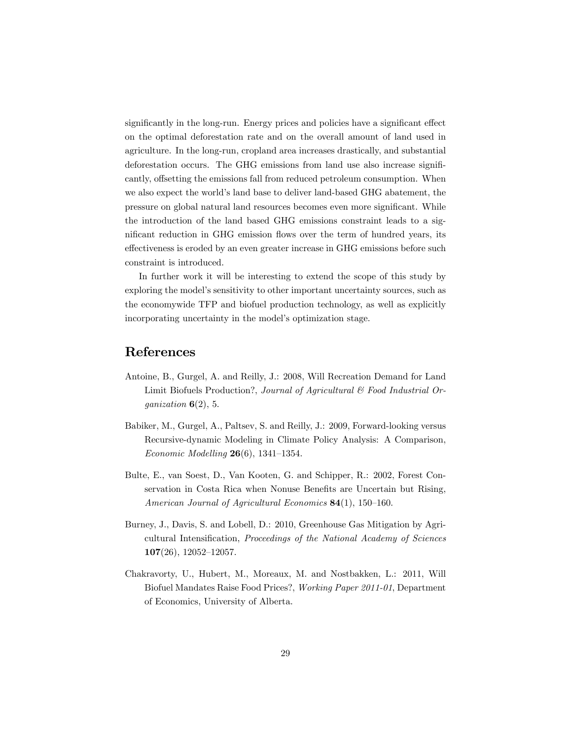significantly in the long-run. Energy prices and policies have a significant effect on the optimal deforestation rate and on the overall amount of land used in agriculture. In the long-run, cropland area increases drastically, and substantial deforestation occurs. The GHG emissions from land use also increase significantly, offsetting the emissions fall from reduced petroleum consumption. When we also expect the world's land base to deliver land-based GHG abatement, the pressure on global natural land resources becomes even more significant. While the introduction of the land based GHG emissions constraint leads to a significant reduction in GHG emission flows over the term of hundred years, its effectiveness is eroded by an even greater increase in GHG emissions before such constraint is introduced.

In further work it will be interesting to extend the scope of this study by exploring the model's sensitivity to other important uncertainty sources, such as the economywide TFP and biofuel production technology, as well as explicitly incorporating uncertainty in the model's optimization stage.

## References

Antoine, B., Gurgel, A. and Reilly, J.: 2008, Will Recreation Demand for Land Limit Biofuels Production?, *Journal of Agricultural & Food Industrial Organization* **6**(2), 5.

Babiker, M., Gurgel, A., Paltsev, S. and Reilly, J.: 2009, Forward-looking versus Recursive-dynamic Modeling in Climate Policy Analysis: A Comparison, *Economic Modelling* **26**(6), 1341–1354.

Bulte, E., van Soest, D., Van Kooten, G. and Schipper, R.: 2002, Forest Conservation in Costa Rica when Nonuse Benefits are Uncertain but Rising, *American Journal of Agricultural Economics* **84**(1), 150–160.

Burney, J., Davis, S. and Lobell, D.: 2010, Greenhouse Gas Mitigation by Agricultural Intensification, *Proceedings of the National Academy of Sciences* **107**(26), 12052–12057.

Chakravorty, U., Hubert, M., Moreaux, M. and Nostbakken, L.: 2011, Will Biofuel Mandates Raise Food Prices?, *Working Paper 2011-01*, Department of Economics, University of Alberta.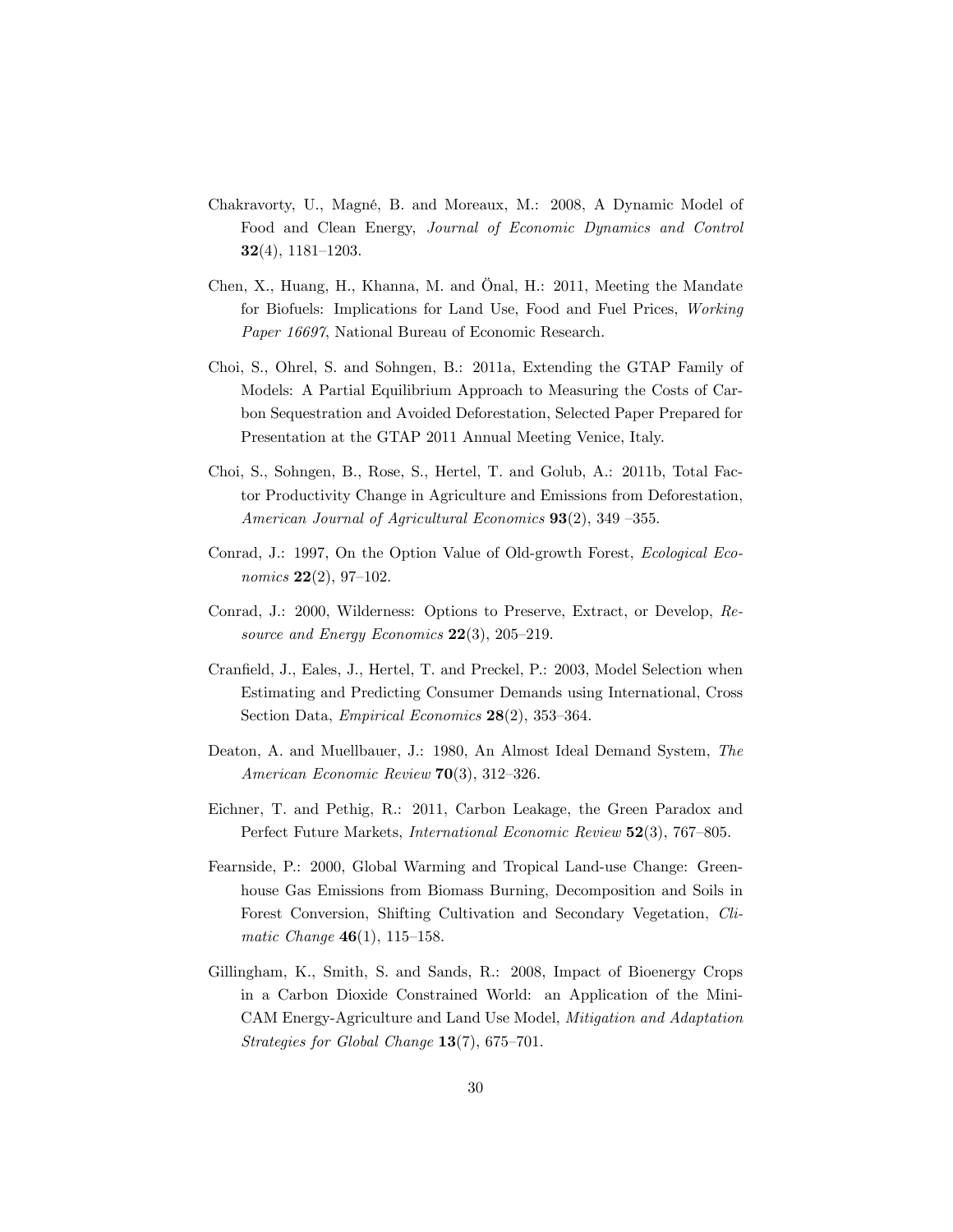Chakravorty, U., Magné, B. and Moreaux, M.: 2008, A Dynamic Model of Food and Clean Energy, *Journal of Economic Dynamics and Control* **32**(4), 1181–1203.

Chen, X., Huang, H., Khanna, M. and Önal, H.: 2011, Meeting the Mandate for Biofuels: Implications for Land Use, Food and Fuel Prices, *Working Paper 16697*, National Bureau of Economic Research.

Choi, S., Ohrel, S. and Sohngen, B.: 2011a, Extending the GTAP Family of Models: A Partial Equilibrium Approach to Measuring the Costs of Carbon Sequestration and Avoided Deforestation, Selected Paper Prepared for Presentation at the GTAP 2011 Annual Meeting Venice, Italy.

Choi, S., Sohngen, B., Rose, S., Hertel, T. and Golub, A.: 2011b, Total Factor Productivity Change in Agriculture and Emissions from Deforestation, *American Journal of Agricultural Economics* **93**(2), 349 –355.

Conrad, J.: 1997, On the Option Value of Old-growth Forest, *Ecological Economics* **22**(2), 97–102.

Conrad, J.: 2000, Wilderness: Options to Preserve, Extract, or Develop, *Resource and Energy Economics* **22**(3), 205–219.

Cranfield, J., Eales, J., Hertel, T. and Preckel, P.: 2003, Model Selection when Estimating and Predicting Consumer Demands using International, Cross Section Data, *Empirical Economics* **28**(2), 353–364.

Deaton, A. and Muellbauer, J.: 1980, An Almost Ideal Demand System, *The American Economic Review* **70**(3), 312–326.

Eichner, T. and Pethig, R.: 2011, Carbon Leakage, the Green Paradox and Perfect Future Markets, *International Economic Review* **52**(3), 767–805.

Fearnside, P.: 2000, Global Warming and Tropical Land-use Change: Greenhouse Gas Emissions from Biomass Burning, Decomposition and Soils in Forest Conversion, Shifting Cultivation and Secondary Vegetation, *Climatic Change* **46**(1), 115–158.

Gillingham, K., Smith, S. and Sands, R.: 2008, Impact of Bioenergy Crops in a Carbon Dioxide Constrained World: an Application of the MiniCAM Energy-Agriculture and Land Use Model, *Mitigation and Adaptation Strategies for Global Change* **13**(7), 675–701.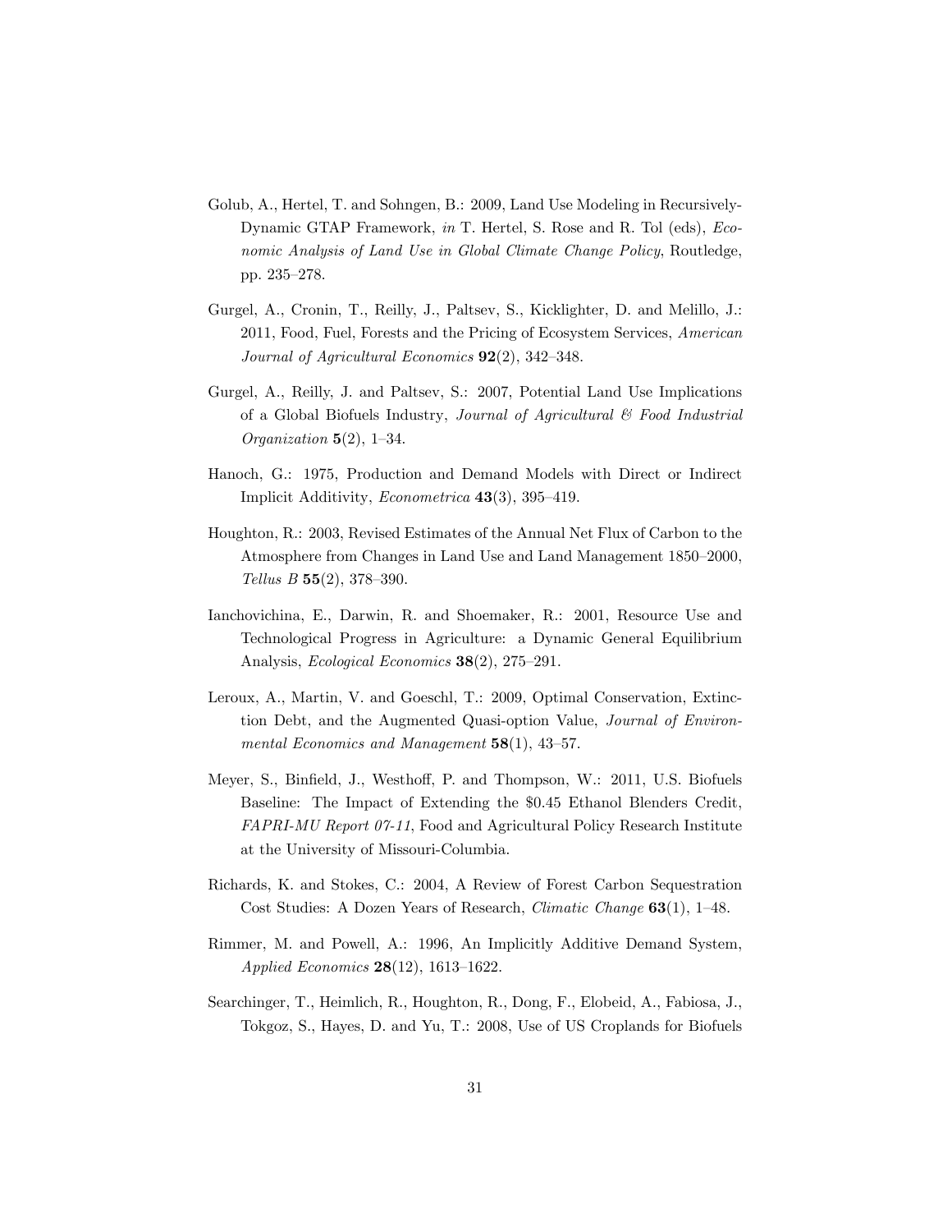Golub, A., Hertel, T. and Sohngen, B.: 2009, Land Use Modeling in Recursively-Dynamic GTAP Framework, *in* T. Hertel, S. Rose and R. Tol (eds), *Economic Analysis of Land Use in Global Climate Change Policy*, Routledge, pp. 235–278.

Gurgel, A., Cronin, T., Reilly, J., Paltsev, S., Kicklighter, D. and Melillo, J.: 2011, Food, Fuel, Forests and the Pricing of Ecosystem Services, *American Journal of Agricultural Economics* **92**(2), 342–348.

Gurgel, A., Reilly, J. and Paltsev, S.: 2007, Potential Land Use Implications of a Global Biofuels Industry, *Journal of Agricultural & Food Industrial Organization* **5**(2), 1–34.

Hanoch, G.: 1975, Production and Demand Models with Direct or Indirect Implicit Additivity, *Econometrica* **43**(3), 395–419.

Houghton, R.: 2003, Revised Estimates of the Annual Net Flux of Carbon to the Atmosphere from Changes in Land Use and Land Management 1850–2000, *Tellus B* **55**(2), 378–390.

Ianchovichina, E., Darwin, R. and Shoemaker, R.: 2001, Resource Use and Technological Progress in Agriculture: a Dynamic General Equilibrium Analysis, *Ecological Economics* **38**(2), 275–291.

Leroux, A., Martin, V. and Goeschl, T.: 2009, Optimal Conservation, Extinction Debt, and the Augmented Quasi-option Value, *Journal of Environmental Economics and Management* **58**(1), 43–57.

Meyer, S., Binfield, J., Westhoff, P. and Thompson, W.: 2011, U.S. Biofuels Baseline: The Impact of Extending the $0.45 Ethanol Blenders Credit, *FAPRI-MU Report 07-11*, Food and Agricultural Policy Research Institute at the University of Missouri-Columbia.

Richards, K. and Stokes, C.: 2004, A Review of Forest Carbon Sequestration Cost Studies: A Dozen Years of Research, *Climatic Change* **63**(1), 1–48.

Rimmer, M. and Powell, A.: 1996, An Implicitly Additive Demand System, *Applied Economics* **28**(12), 1613–1622.

Searchinger, T., Heimlich, R., Houghton, R., Dong, F., Elobeid, A., Fabiosa, J., Tokgoz, S., Hayes, D. and Yu, T.: 2008, Use of US Croplands for Biofuels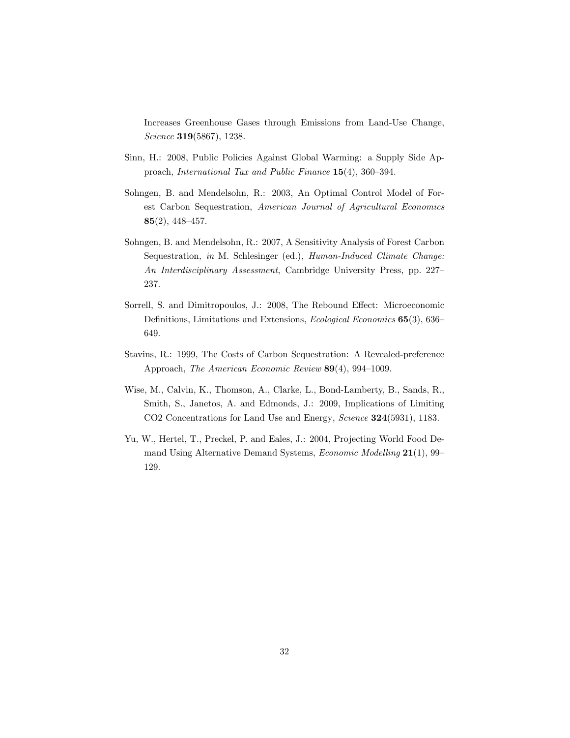Increases Greenhouse Gases through Emissions from Land-Use Change, *Science* **319**(5867), 1238.

Sinn, H.: 2008, Public Policies Against Global Warming: a Supply Side Approach, *International Tax and Public Finance* **15**(4), 360–394.

Sohngen, B. and Mendelsohn, R.: 2003, An Optimal Control Model of Forest Carbon Sequestration, *American Journal of Agricultural Economics* **85**(2), 448–457.

Sohngen, B. and Mendelsohn, R.: 2007, A Sensitivity Analysis of Forest Carbon Sequestration, *in* M. Schlesinger (ed.), *Human-Induced Climate Change: An Interdisciplinary Assessment*, Cambridge University Press, pp. 227–237.

Sorrell, S. and Dimitropoulos, J.: 2008, The Rebound Effect: Microeconomic Definitions, Limitations and Extensions, *Ecological Economics* **65**(3), 636–649.

Stavins, R.: 1999, The Costs of Carbon Sequestration: A Revealed-preference Approach, *The American Economic Review* **89**(4), 994–1009.

Wise, M., Calvin, K., Thomson, A., Clarke, L., Bond-Lamberty, B., Sands, R., Smith, S., Janetos, A. and Edmonds, J.: 2009, Implications of Limiting CO2 Concentrations for Land Use and Energy, *Science* **324**(5931), 1183.

Yu, W., Hertel, T., Preckel, P. and Eales, J.: 2004, Projecting World Food Demand Using Alternative Demand Systems, *Economic Modelling* **21**(1), 99–129.